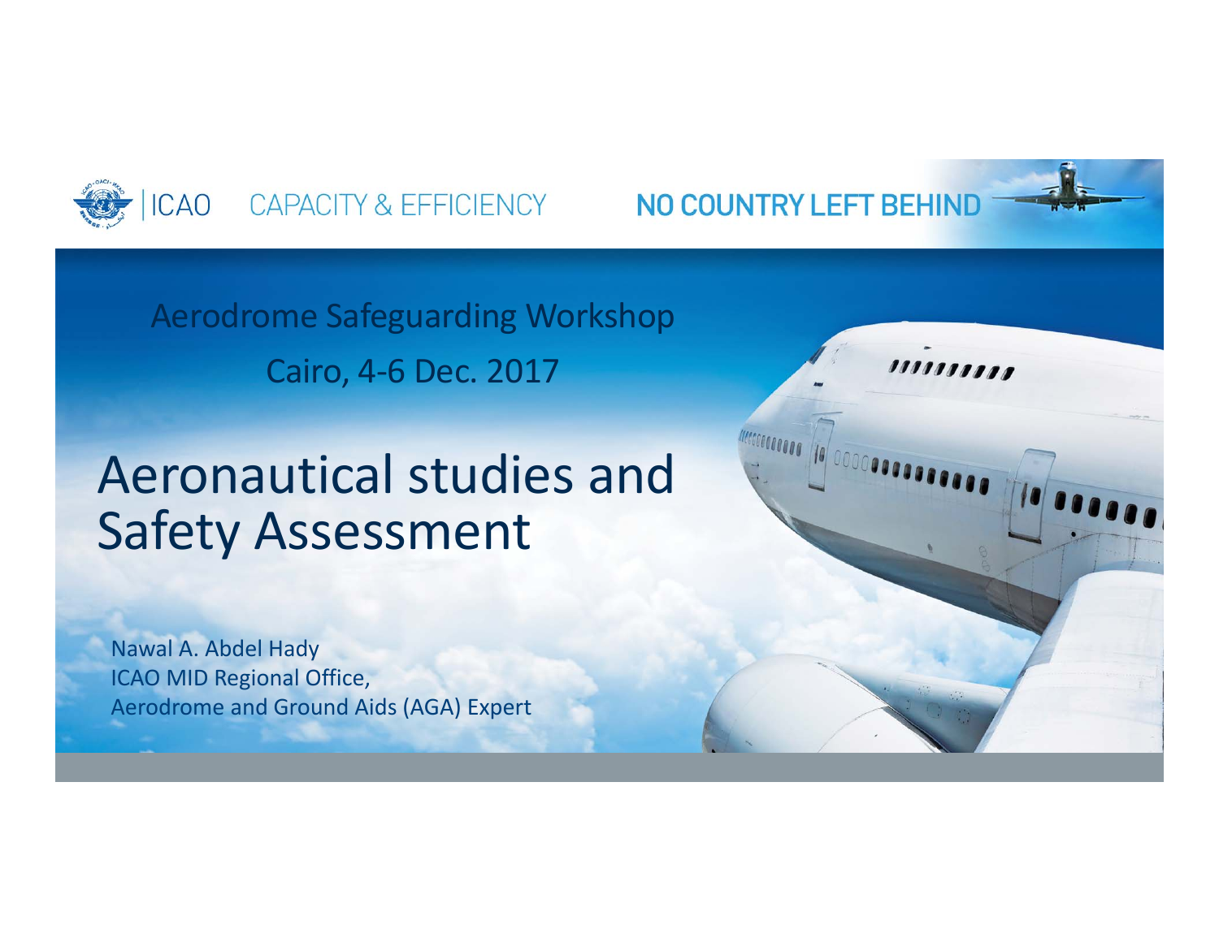ICAO CAPACITY & EFFICIENCY

NO COUNTRY LEFT BEHIND

Aerodrome Safeguarding Workshop

Cairo, 4-6 Dec. 2017

# Aeronautical studies and Safety Assessment

Nawal A. Abdel Hady
ICAO MID Regional Office,
Aerodrome and Ground Aids (AGA) Expert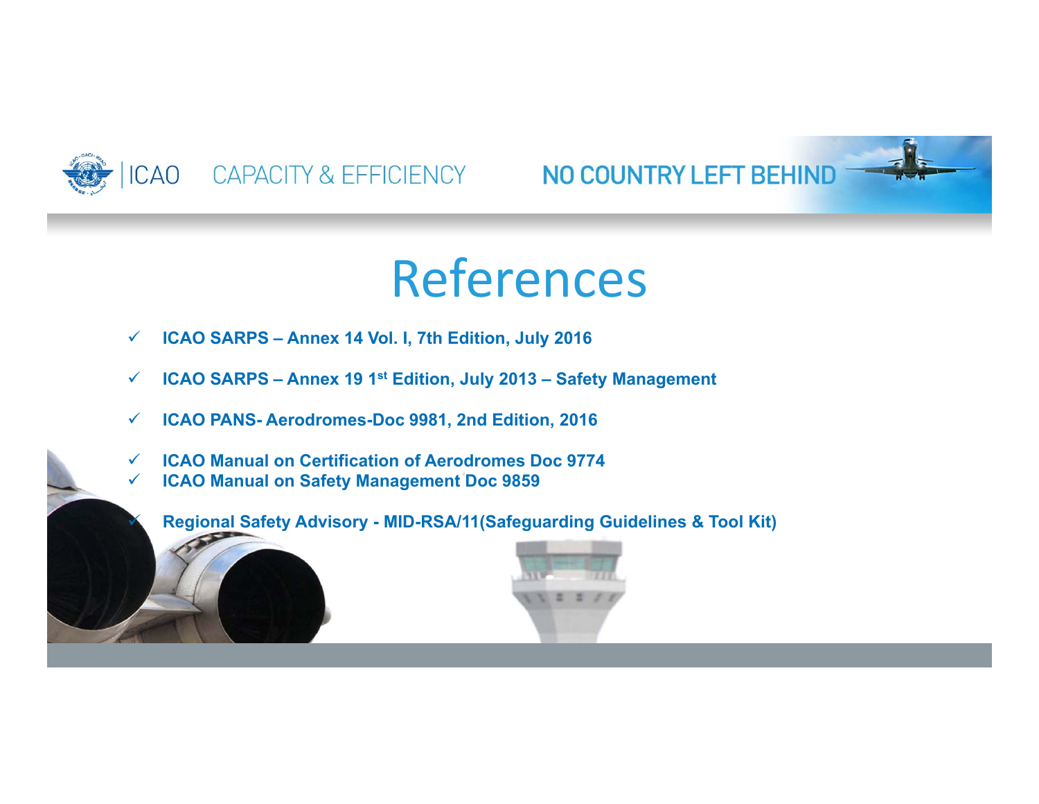# References

- ICAO SARPS – Annex 14 Vol. I, 7th Edition, July 2016
- ICAO SARPS – Annex 19 1st Edition, July 2013 – Safety Management
- ICAO PANS- Aerodromes-Doc 9981, 2nd Edition, 2016
- ICAO Manual on Certification of Aerodromes Doc 9774
- ICAO Manual on Safety Management Doc 9859
- Regional Safety Advisory - MID-RSA/11(Safeguarding Guidelines & Tool Kit)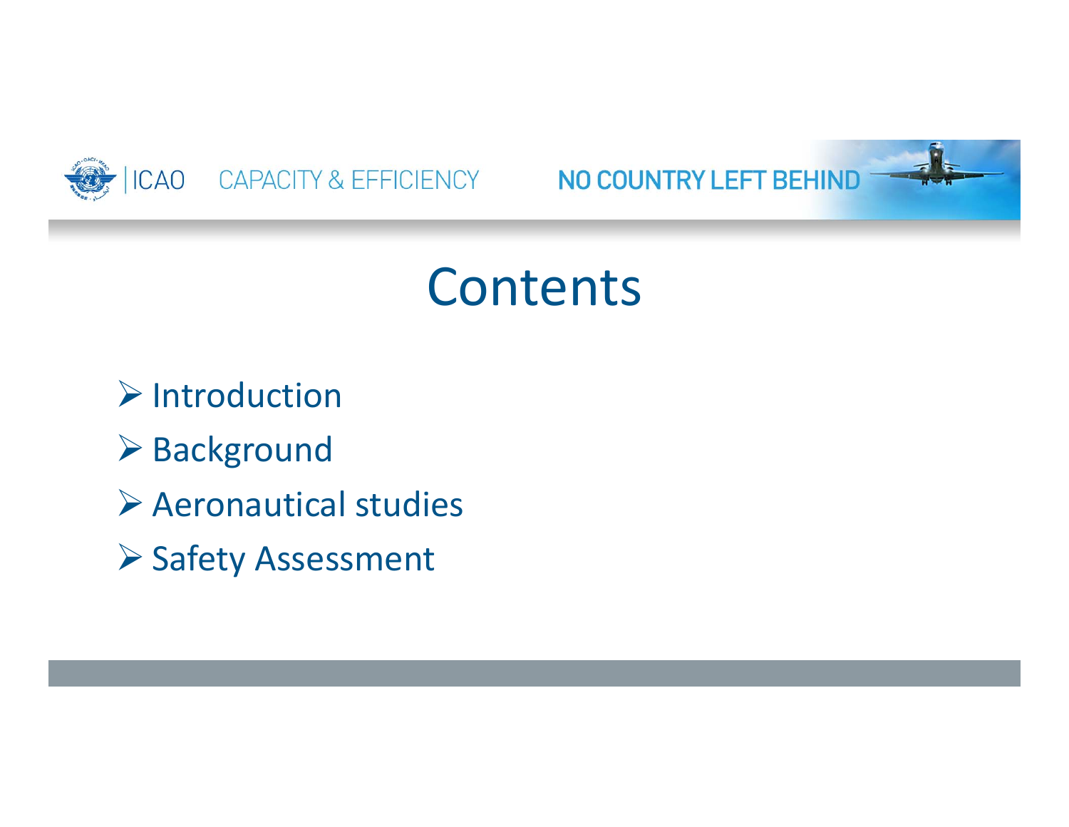# Contents

- Introduction
- Background
- Aeronautical studies
- Safety Assessment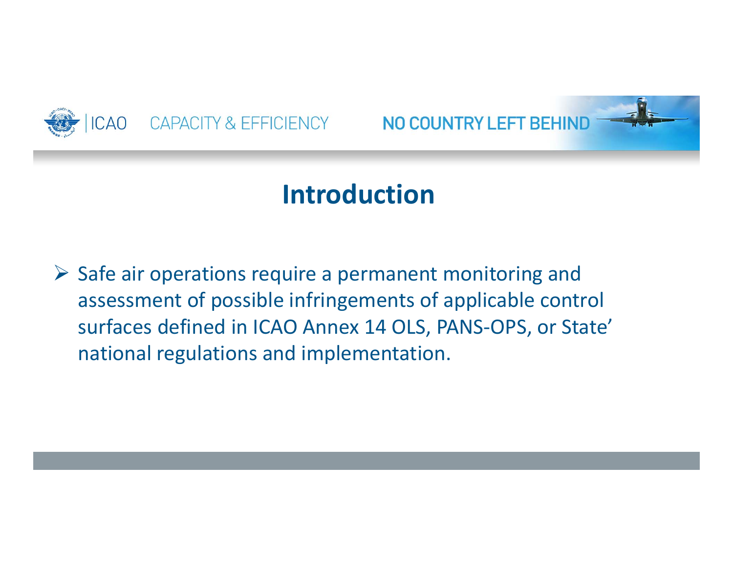## Introduction

- Safe air operations require a permanent monitoring and assessment of possible infringements of applicable control surfaces defined in ICAO Annex 14 OLS, PANS-OPS, or State' national regulations and implementation.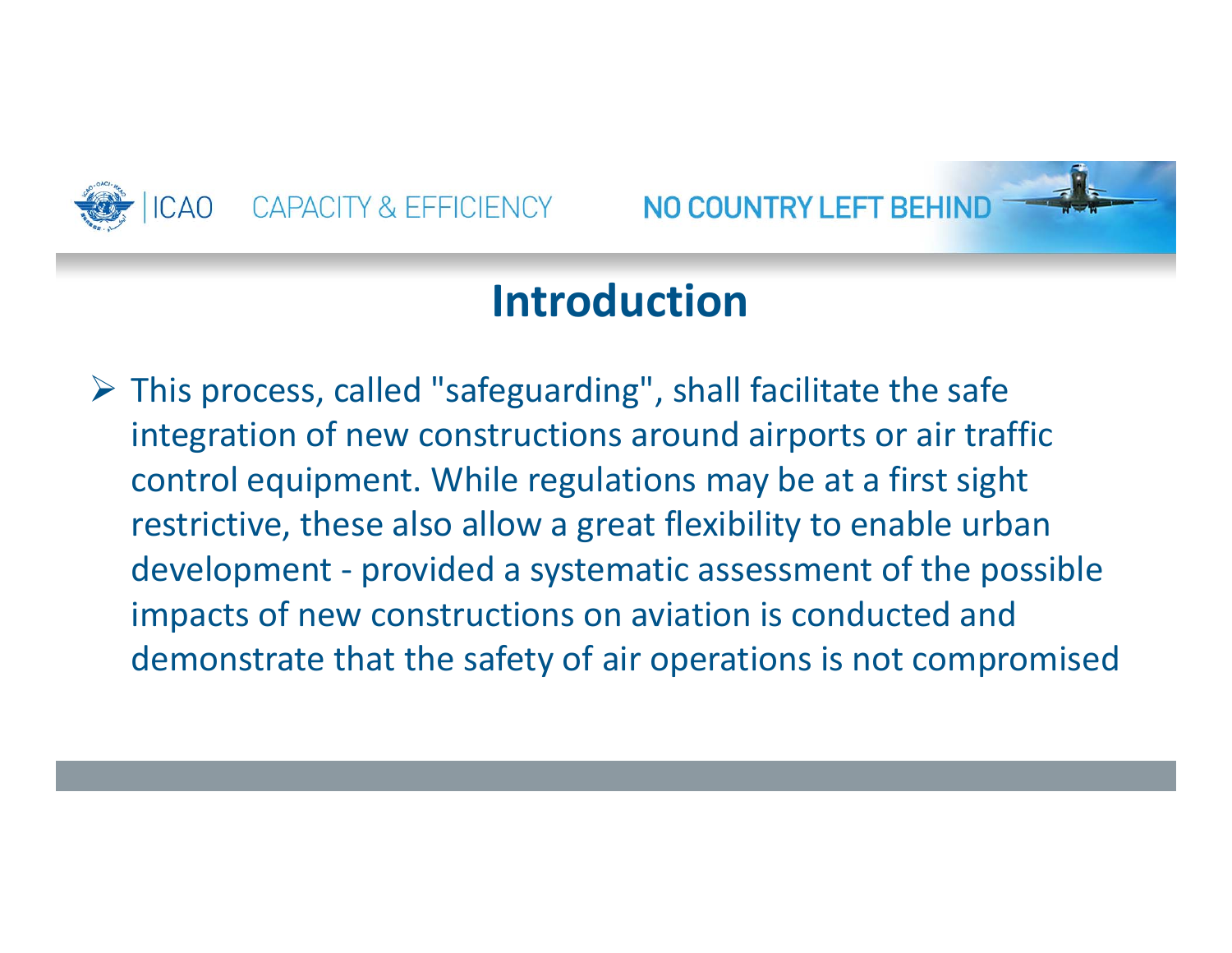# Introduction

- This process, called "safeguarding", shall facilitate the safe integration of new constructions around airports or air traffic control equipment. While regulations may be at a first sight restrictive, these also allow a great flexibility to enable urban development - provided a systematic assessment of the possible impacts of new constructions on aviation is conducted and demonstrate that the safety of air operations is not compromised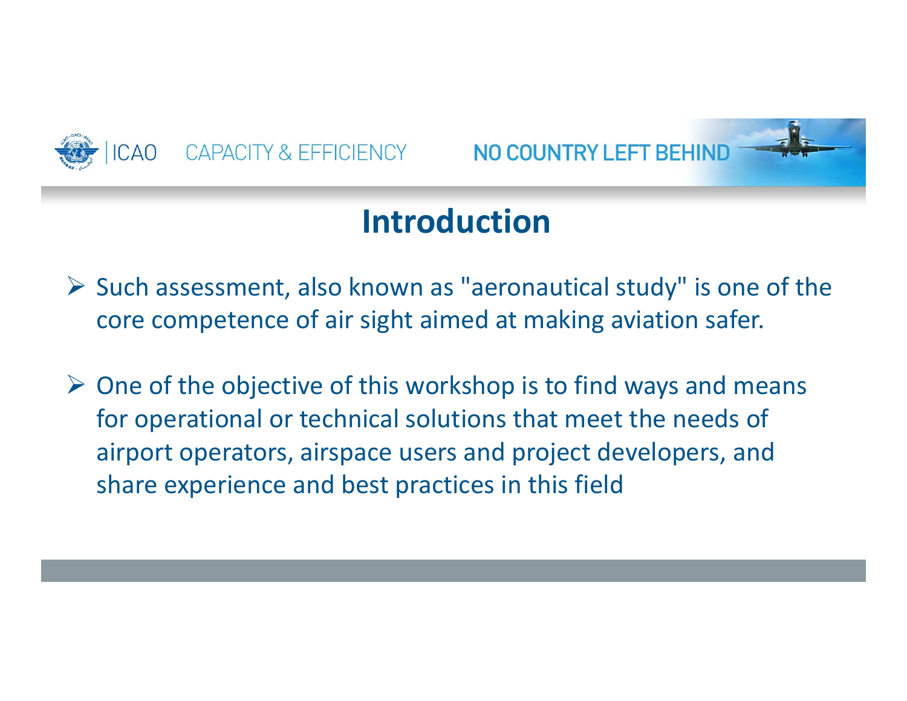## Introduction

- Such assessment, also known as "aeronautical study" is one of the core competence of air sight aimed at making aviation safer.

- One of the objective of this workshop is to find ways and means for operational or technical solutions that meet the needs of airport operators, airspace users and project developers, and share experience and best practices in this field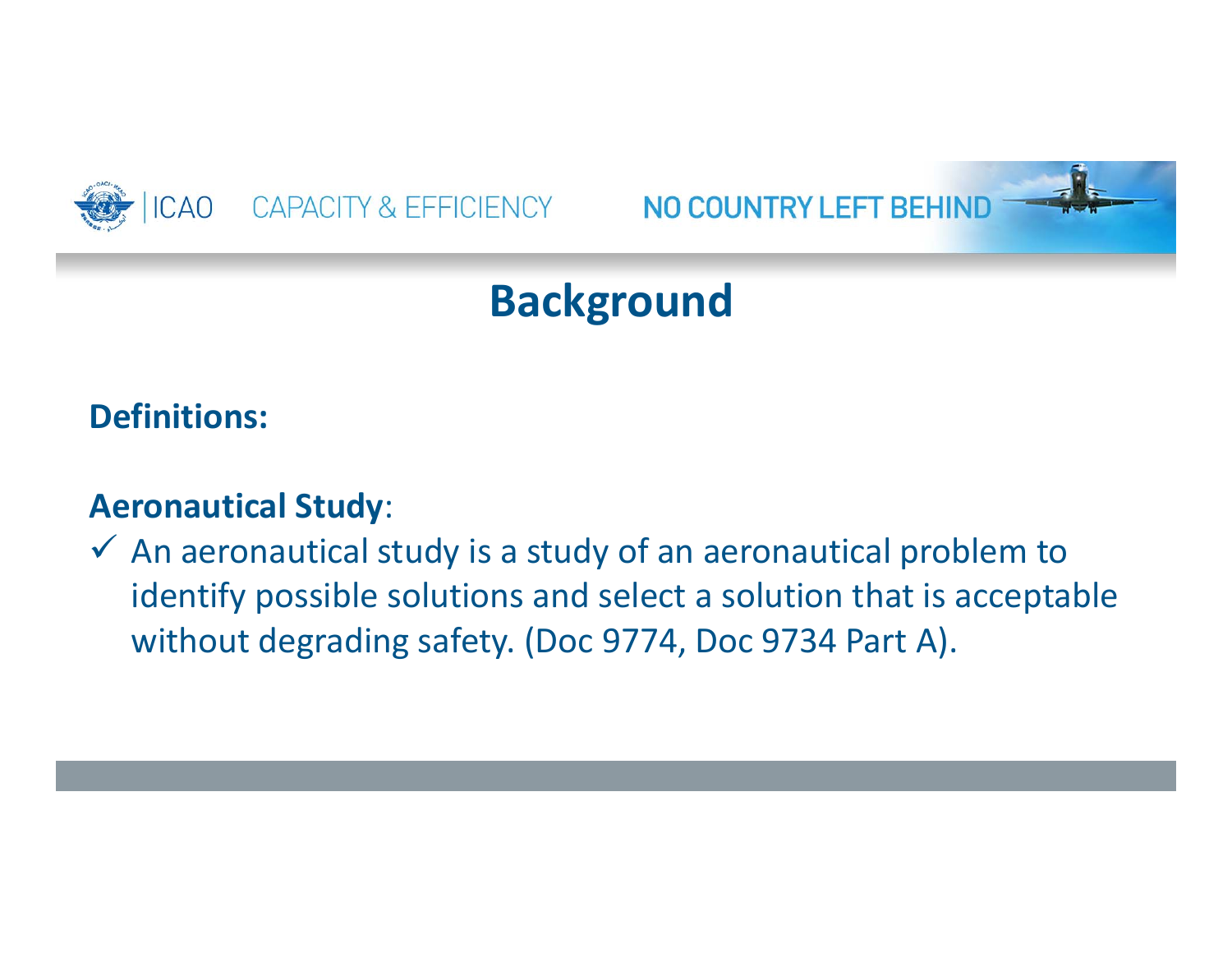# Background

**Definitions:**

**Aeronautical Study**:

- ✓ An aeronautical study is a study of an aeronautical problem to identify possible solutions and select a solution that is acceptable without degrading safety. (Doc 9774, Doc 9734 Part A).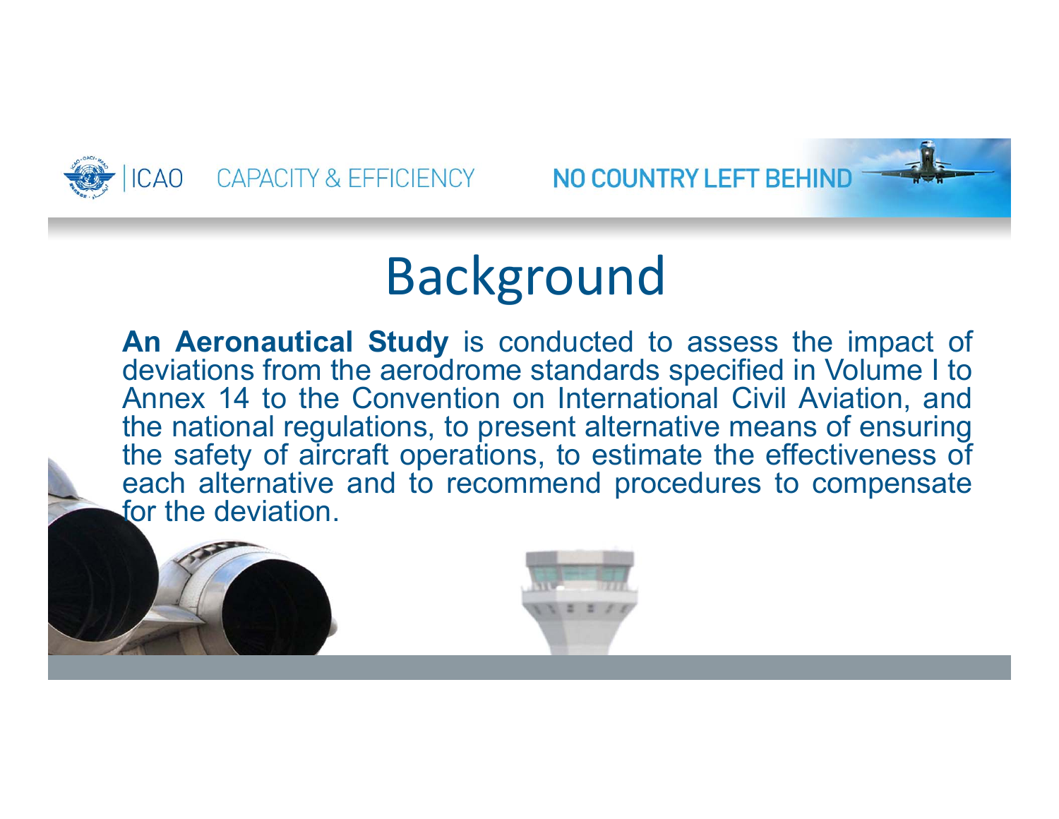# Background

**An Aeronautical Study** is conducted to assess the impact of deviations from the aerodrome standards specified in Volume I to Annex 14 to the Convention on International Civil Aviation, and the national regulations, to present alternative means of ensuring the safety of aircraft operations, to estimate the effectiveness of each alternative and to recommend procedures to compensate for the deviation.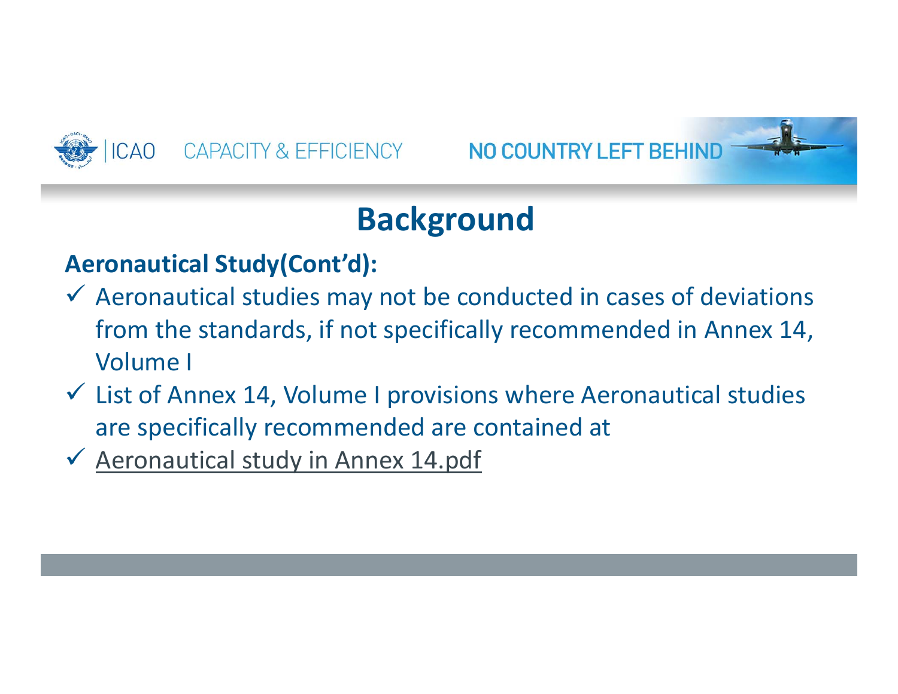# Background

**Aeronautical Study(Cont'd):**

- ✓ Aeronautical studies may not be conducted in cases of deviations from the standards, if not specifically recommended in Annex 14, Volume I
- ✓ List of Annex 14, Volume I provisions where Aeronautical studies are specifically recommended are contained at
- ✓ Aeronautical study in Annex 14.pdf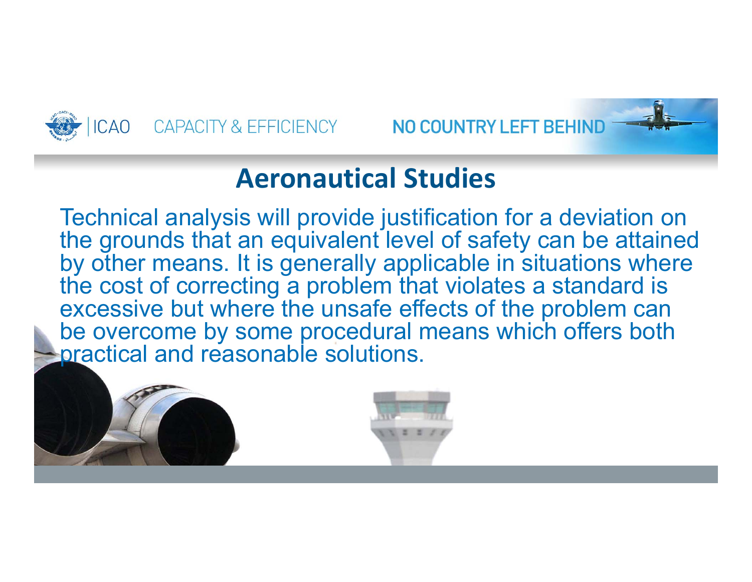# Aeronautical Studies

Technical analysis will provide justification for a deviation on the grounds that an equivalent level of safety can be attained by other means. It is generally applicable in situations where the cost of correcting a problem that violates a standard is excessive but where the unsafe effects of the problem can be overcome by some procedural means which offers both practical and reasonable solutions.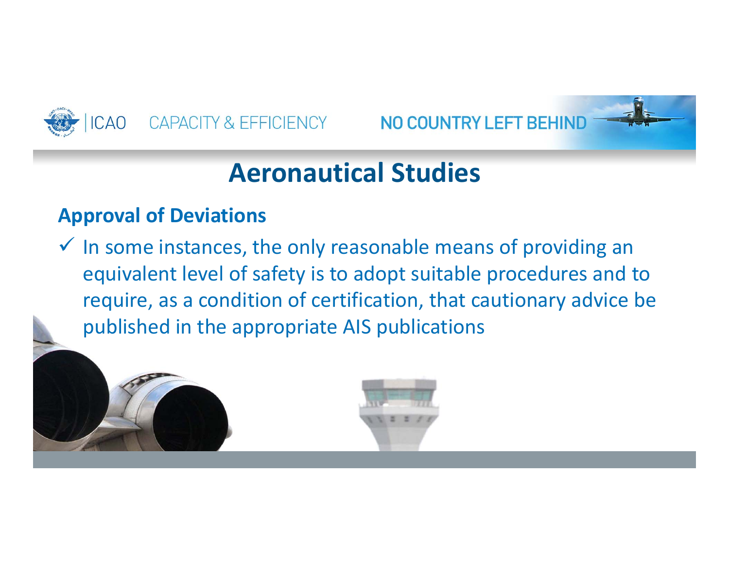# Aeronautical Studies

## Approval of Deviations

- ✓ In some instances, the only reasonable means of providing an equivalent level of safety is to adopt suitable procedures and to require, as a condition of certification, that cautionary advice be published in the appropriate AIS publications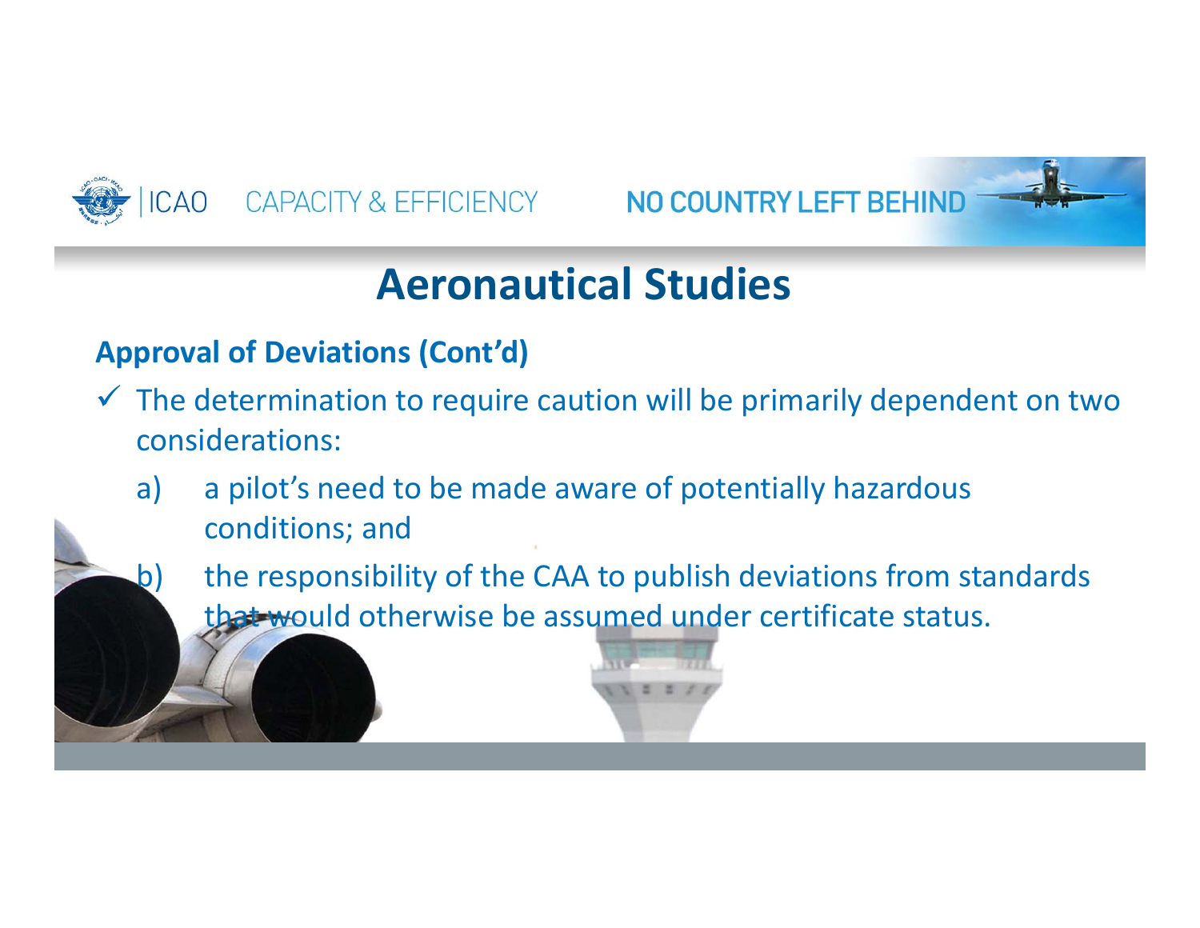# Aeronautical Studies

**Approval of Deviations (Cont'd)**

- ✓ The determination to require caution will be primarily dependent on two considerations:
  - a) a pilot's need to be made aware of potentially hazardous conditions; and
  - b) the responsibility of the CAA to publish deviations from standards that would otherwise be assumed under certificate status.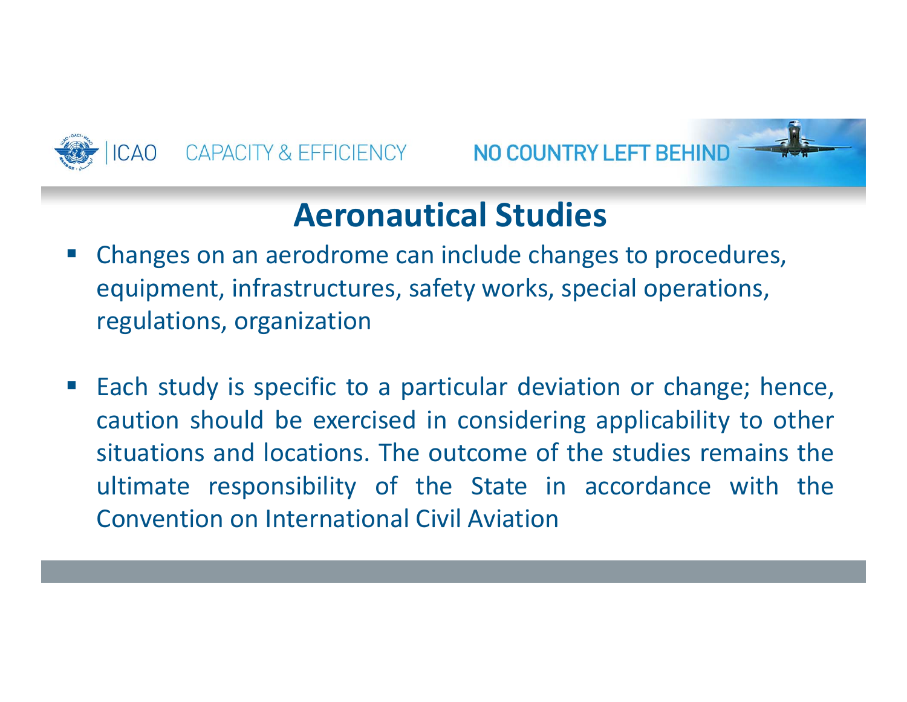## Aeronautical Studies

- Changes on an aerodrome can include changes to procedures, equipment, infrastructures, safety works, special operations, regulations, organization
- Each study is specific to a particular deviation or change; hence, caution should be exercised in considering applicability to other situations and locations. The outcome of the studies remains the ultimate responsibility of the State in accordance with the Convention on International Civil Aviation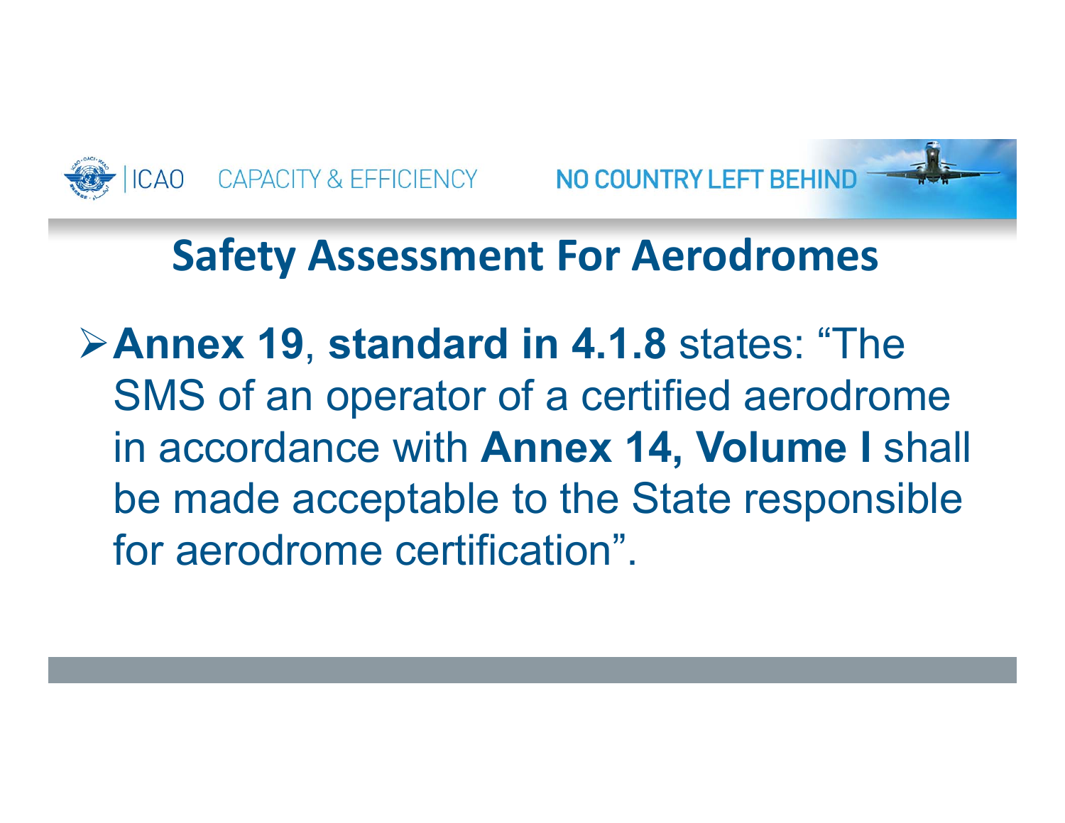# Safety Assessment For Aerodromes

- **Annex 19**, **standard in 4.1.8** states: "The SMS of an operator of a certified aerodrome in accordance with **Annex 14, Volume I** shall be made acceptable to the State responsible for aerodrome certification".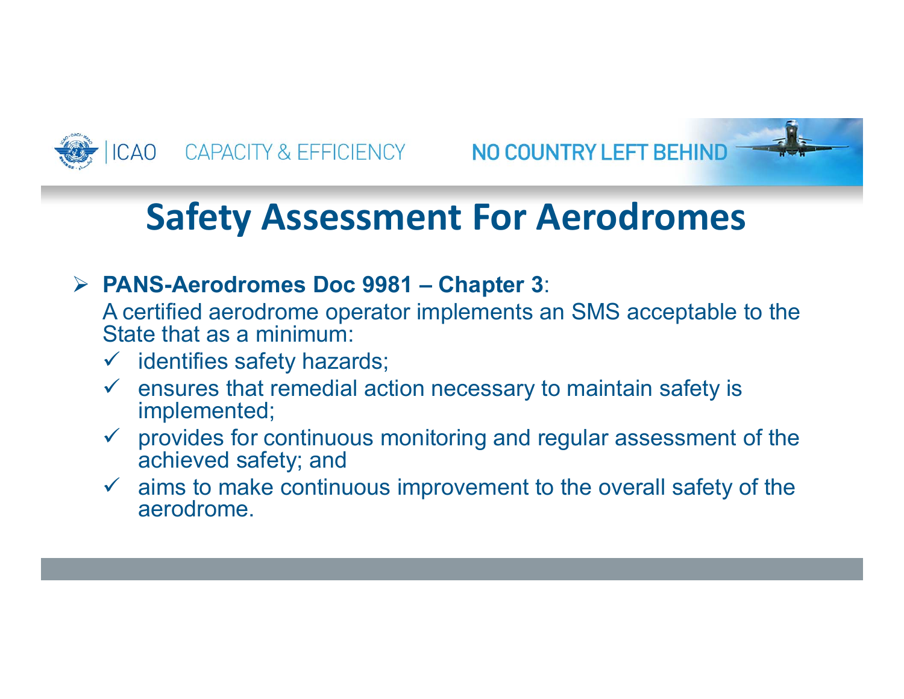# Safety Assessment For Aerodromes

- **PANS-Aerodromes Doc 9981 – Chapter 3**:
  A certified aerodrome operator implements an SMS acceptable to the State that as a minimum:
  - ✓ identifies safety hazards;
  - ✓ ensures that remedial action necessary to maintain safety is implemented;
  - ✓ provides for continuous monitoring and regular assessment of the achieved safety; and
  - ✓ aims to make continuous improvement to the overall safety of the aerodrome.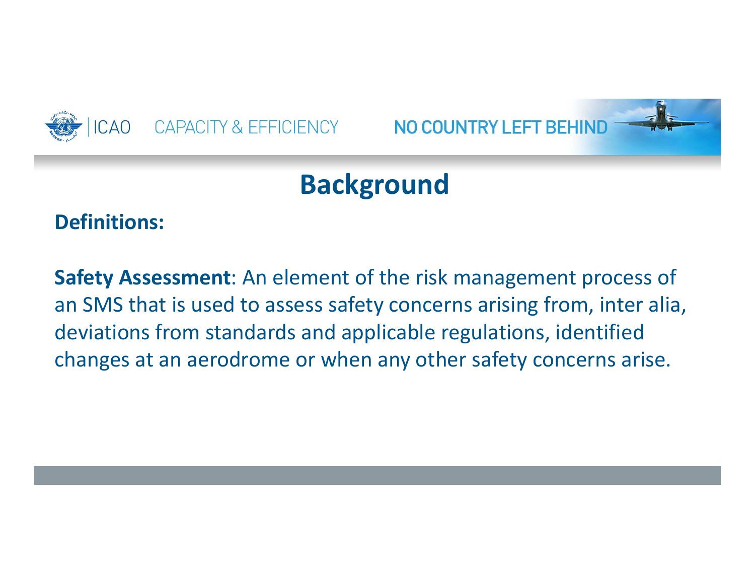# Background

**Definitions:**

**Safety Assessment**: An element of the risk management process of an SMS that is used to assess safety concerns arising from, inter alia, deviations from standards and applicable regulations, identified changes at an aerodrome or when any other safety concerns arise.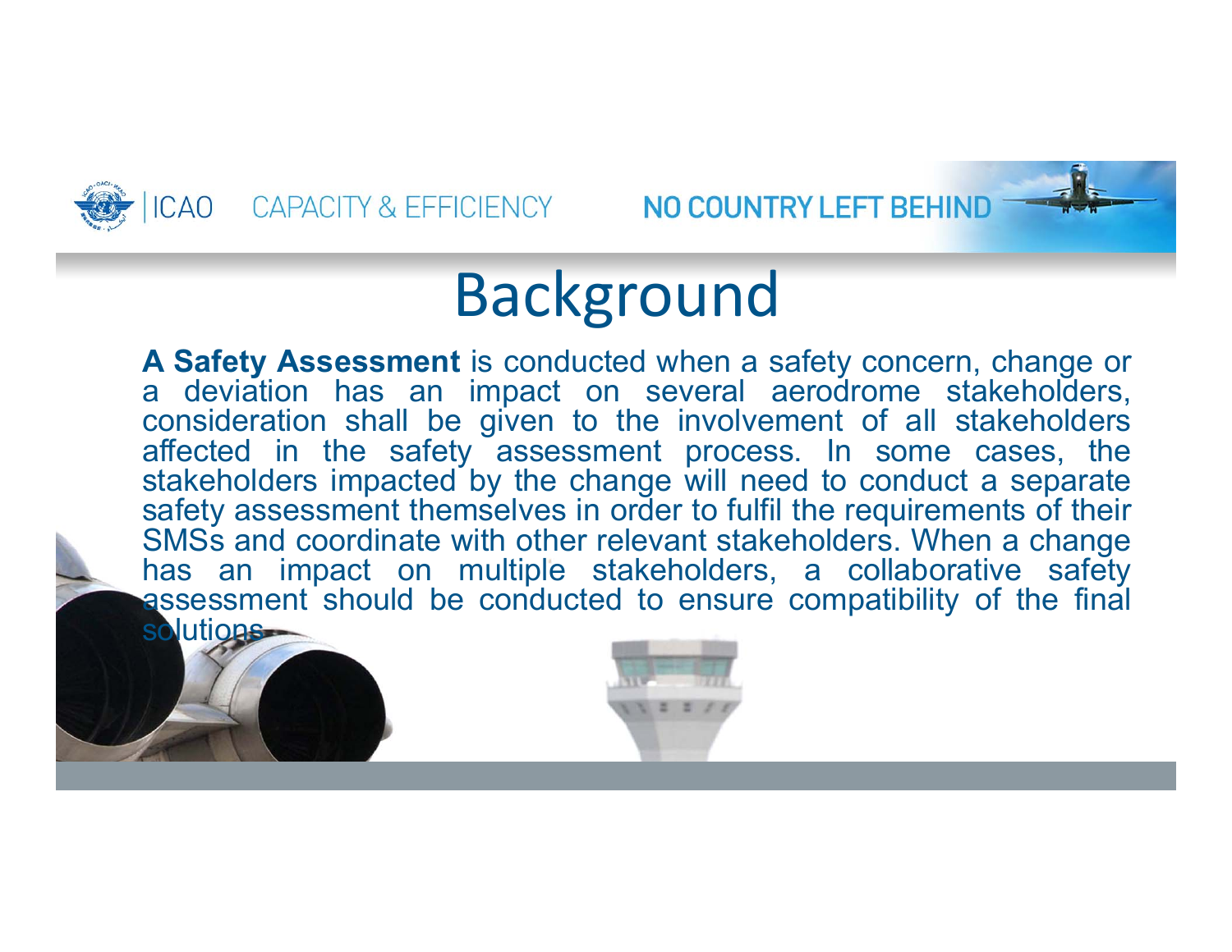# Background

**A Safety Assessment** is conducted when a safety concern, change or a deviation has an impact on several aerodrome stakeholders, consideration shall be given to the involvement of all stakeholders affected in the safety assessment process. In some cases, the stakeholders impacted by the change will need to conduct a separate safety assessment themselves in order to fulfil the requirements of their SMSs and coordinate with other relevant stakeholders. When a change has an impact on multiple stakeholders, a collaborative safety assessment should be conducted to ensure compatibility of the final solutions.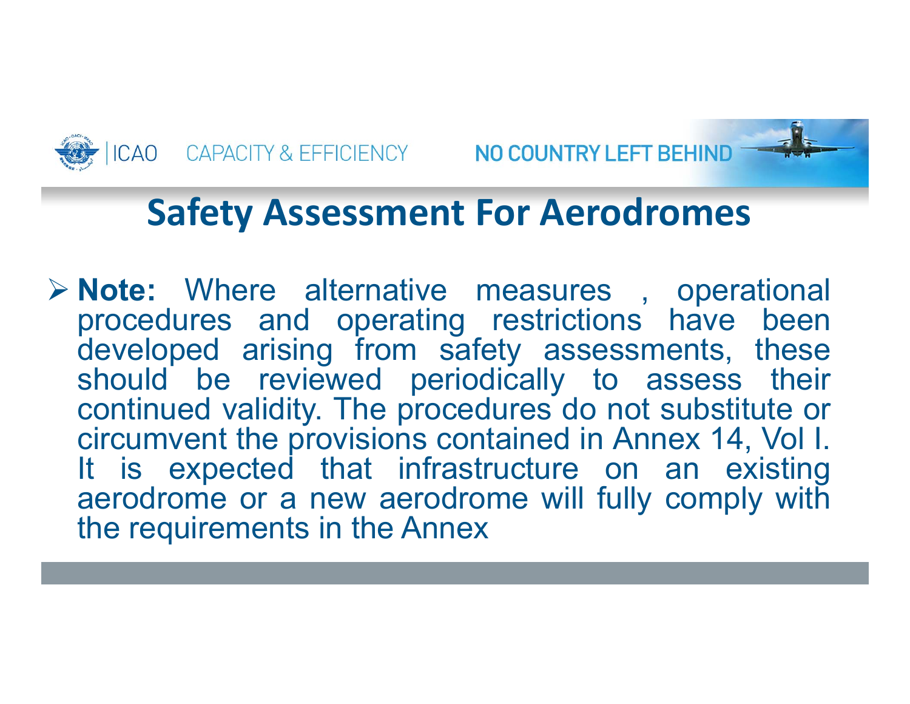# Safety Assessment For Aerodromes

- **Note:** Where alternative measures , operational procedures and operating restrictions have been developed arising from safety assessments, these should be reviewed periodically to assess their continued validity. The procedures do not substitute or circumvent the provisions contained in Annex 14, Vol I. It is expected that infrastructure on an existing aerodrome or a new aerodrome will fully comply with the requirements in the Annex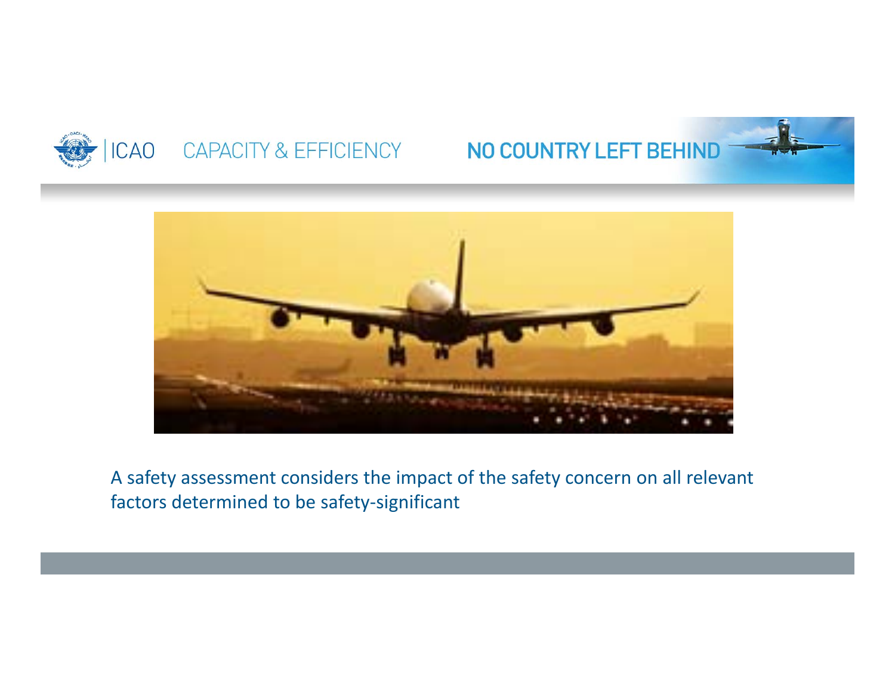A safety assessment considers the impact of the safety concern on all relevant factors determined to be safety-significant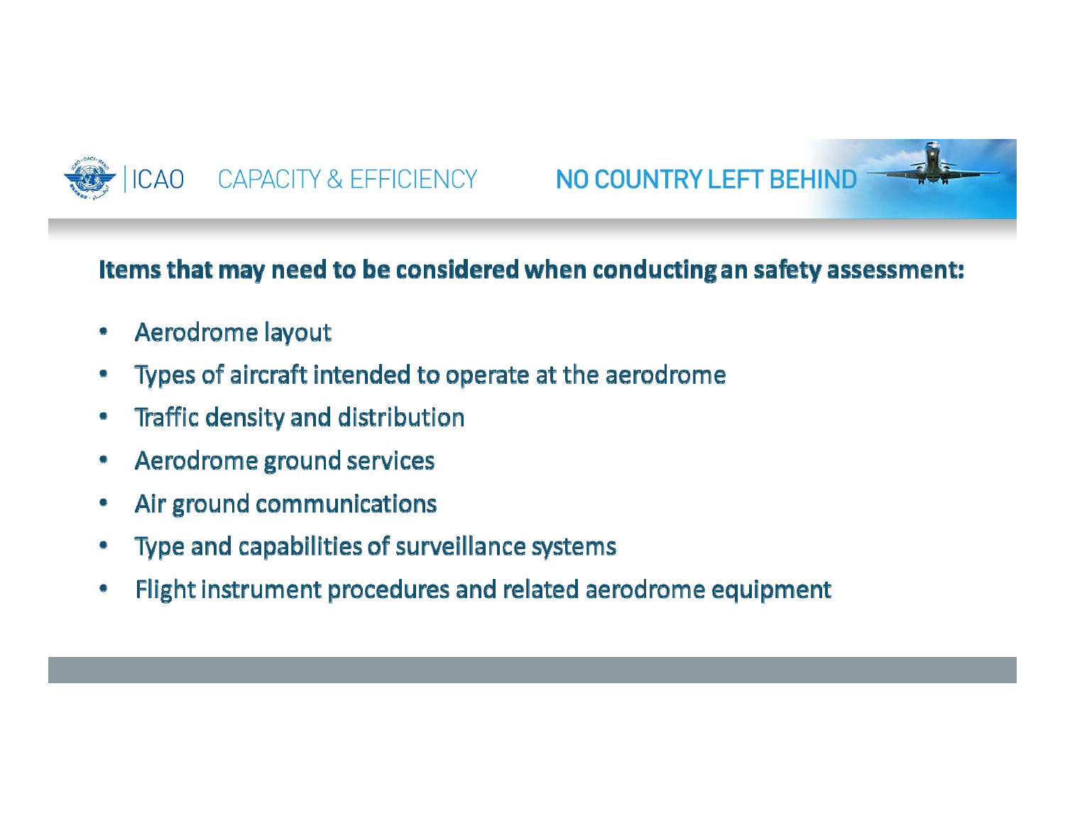**Items that may need to be considered when conducting an safety assessment:**

- Aerodrome layout
- Types of aircraft intended to operate at the aerodrome
- Traffic density and distribution
- Aerodrome ground services
- Air ground communications
- Type and capabilities of surveillance systems
- Flight instrument procedures and related aerodrome equipment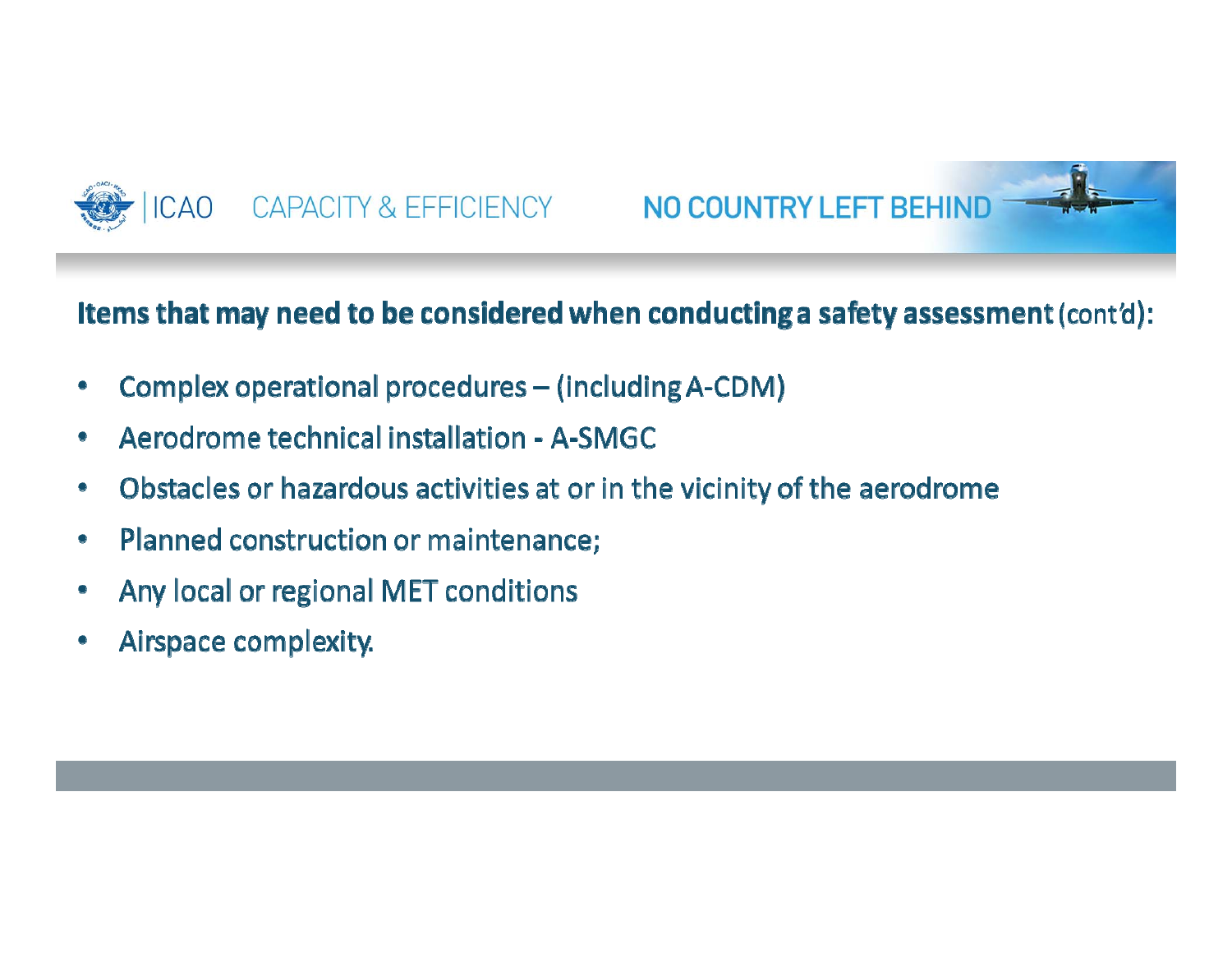**Items that may need to be considered when conducting a safety assessment** (cont'd):

- Complex operational procedures – (including A-CDM)
- Aerodrome technical installation - A-SMGC
- Obstacles or hazardous activities at or in the vicinity of the aerodrome
- Planned construction or maintenance;
- Any local or regional MET conditions
- Airspace complexity.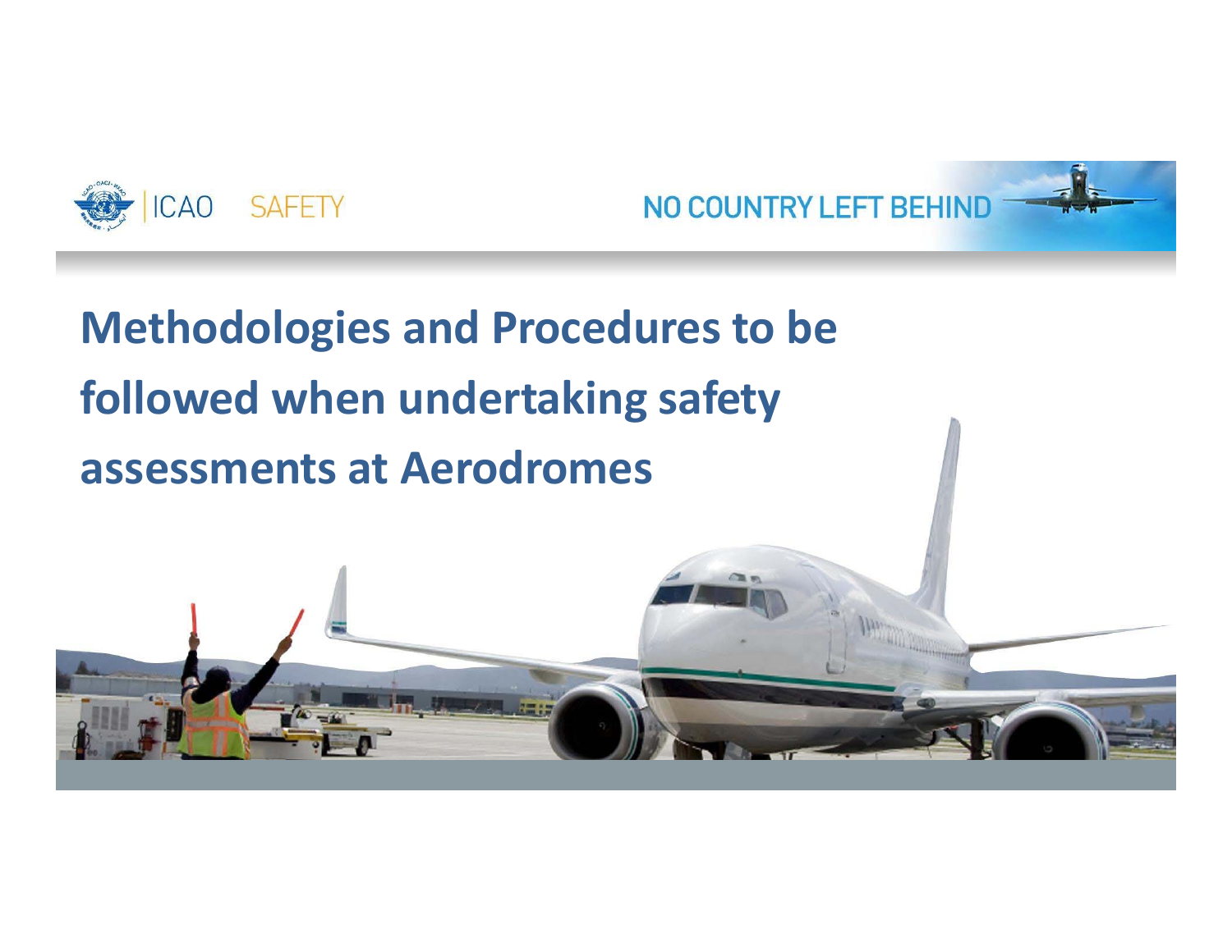# Methodologies and Procedures to be followed when undertaking safety assessments at Aerodromes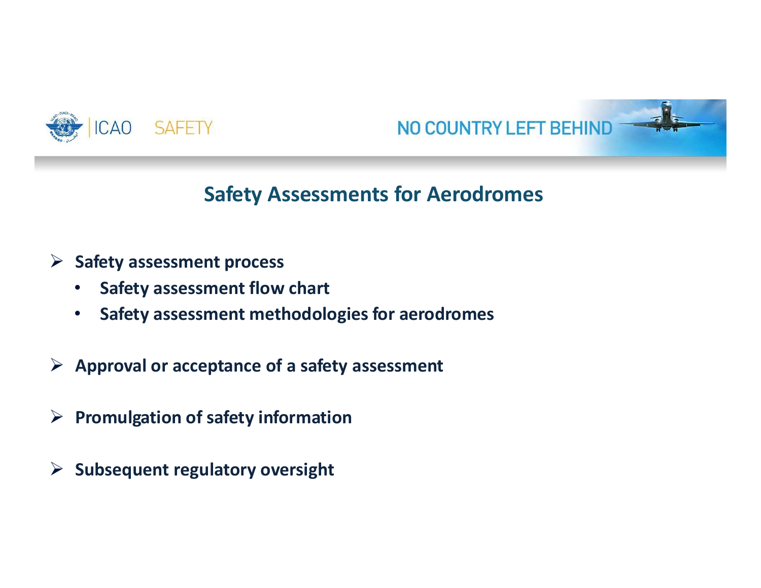## Safety Assessments for Aerodromes

- **Safety assessment process**
  - **Safety assessment flow chart**
  - **Safety assessment methodologies for aerodromes**
- **Approval or acceptance of a safety assessment**
- **Promulgation of safety information**
- **Subsequent regulatory oversight**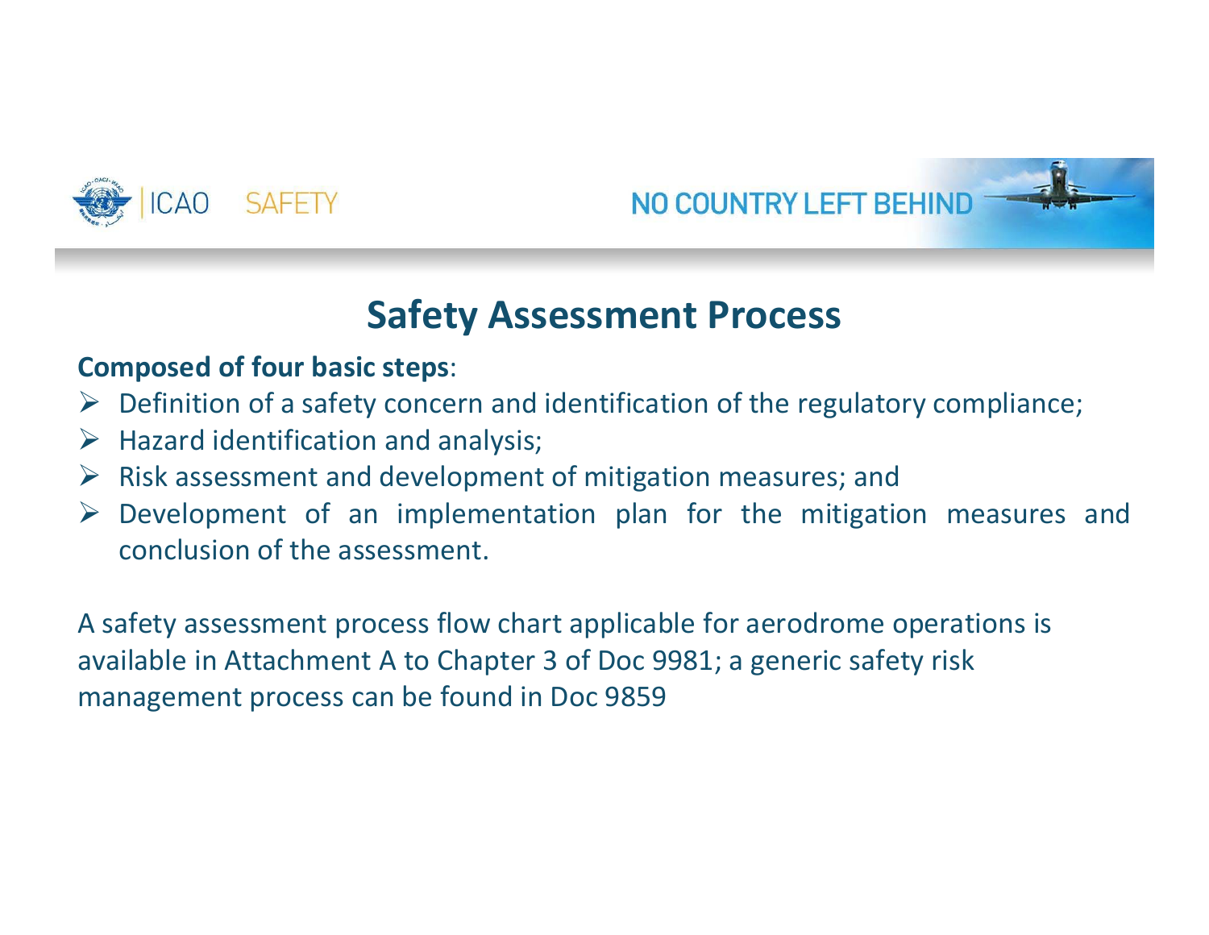# Safety Assessment Process

**Composed of four basic steps**:

- Definition of a safety concern and identification of the regulatory compliance;
- Hazard identification and analysis;
- Risk assessment and development of mitigation measures; and
- Development of an implementation plan for the mitigation measures and conclusion of the assessment.

A safety assessment process flow chart applicable for aerodrome operations is available in Attachment A to Chapter 3 of Doc 9981; a generic safety risk management process can be found in Doc 9859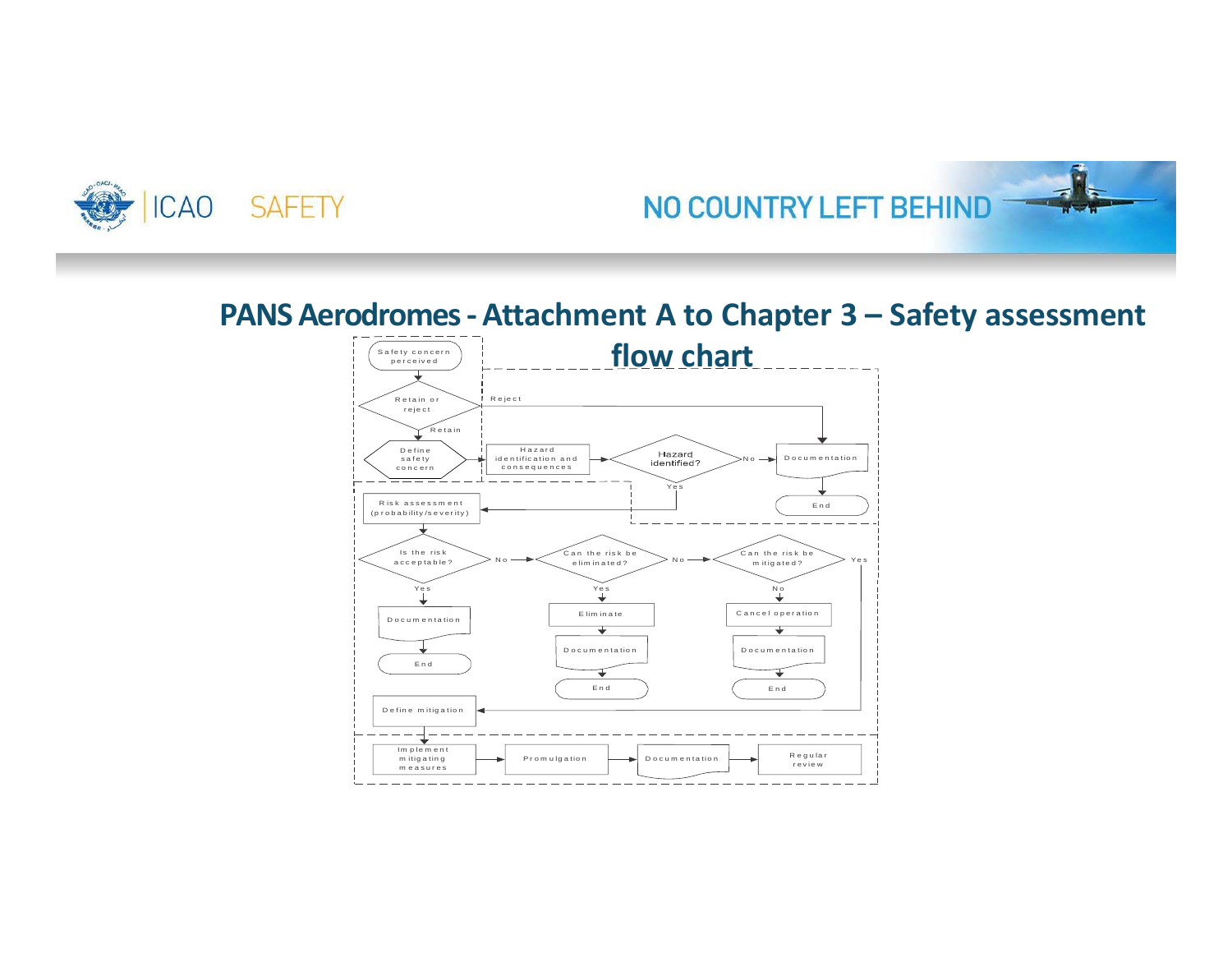## PANS Aerodromes - Attachment A to Chapter 3 – Safety assessment flow chart

Safety concern perceived

Retain or reject

Reject

Retain

Define safety concern

Hazard identification and consequences

Hazard identified?

No

Documentation

End

Yes

Risk assessment (probability/severity)

Is the risk acceptable?

No

Can the risk be eliminated?

No

Can the risk be mitigated?

Yes

Yes

Yes

No

Documentation

Eliminate

Cancel operation

End

Documentation

Documentation

End

End

Define mitigation

Implement mitigating measures

Promulgation

Documentation

Regular review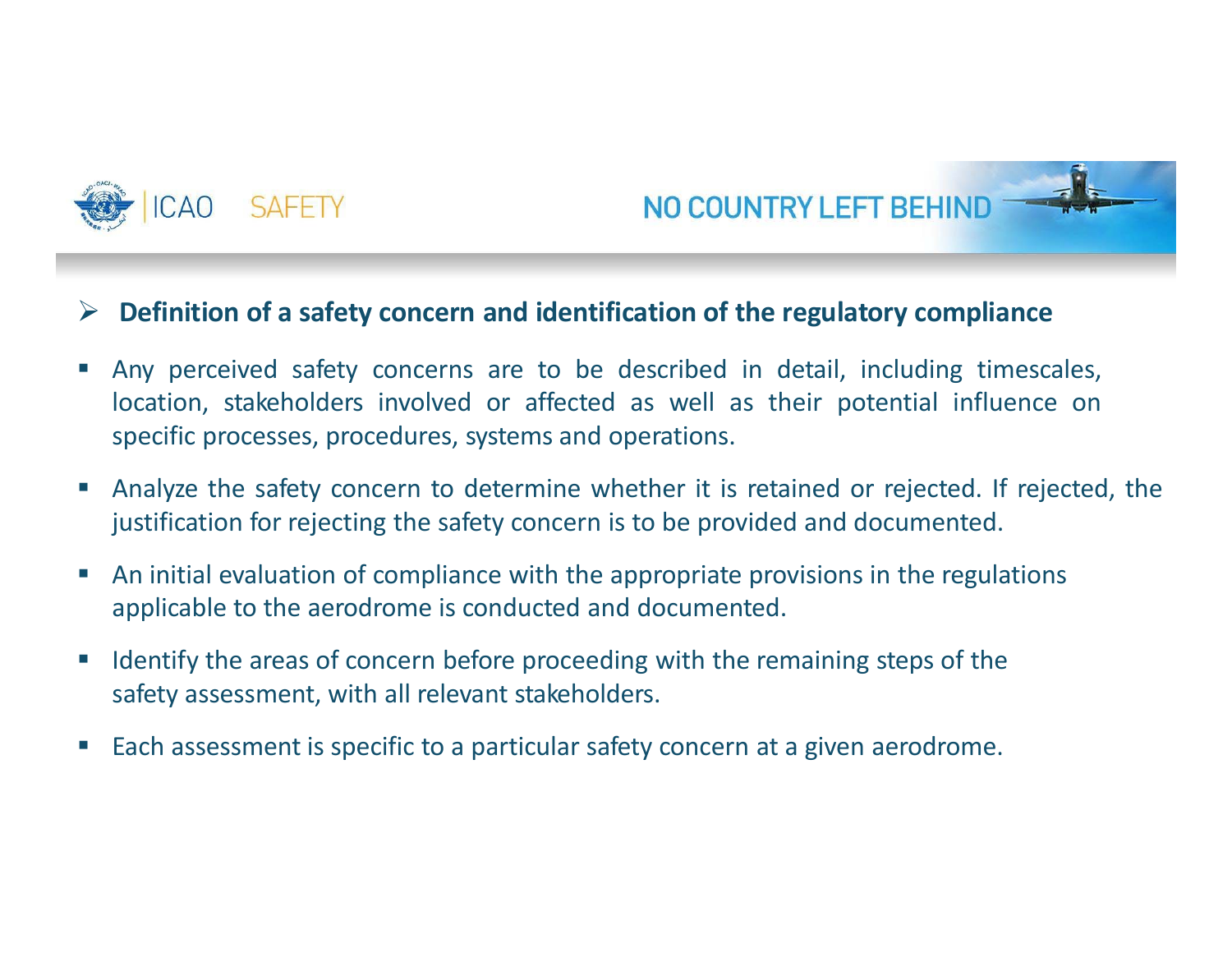## Definition of a safety concern and identification of the regulatory compliance

- Any perceived safety concerns are to be described in detail, including timescales, location, stakeholders involved or affected as well as their potential influence on specific processes, procedures, systems and operations.
- Analyze the safety concern to determine whether it is retained or rejected. If rejected, the justification for rejecting the safety concern is to be provided and documented.
- An initial evaluation of compliance with the appropriate provisions in the regulations applicable to the aerodrome is conducted and documented.
- Identify the areas of concern before proceeding with the remaining steps of the safety assessment, with all relevant stakeholders.
- Each assessment is specific to a particular safety concern at a given aerodrome.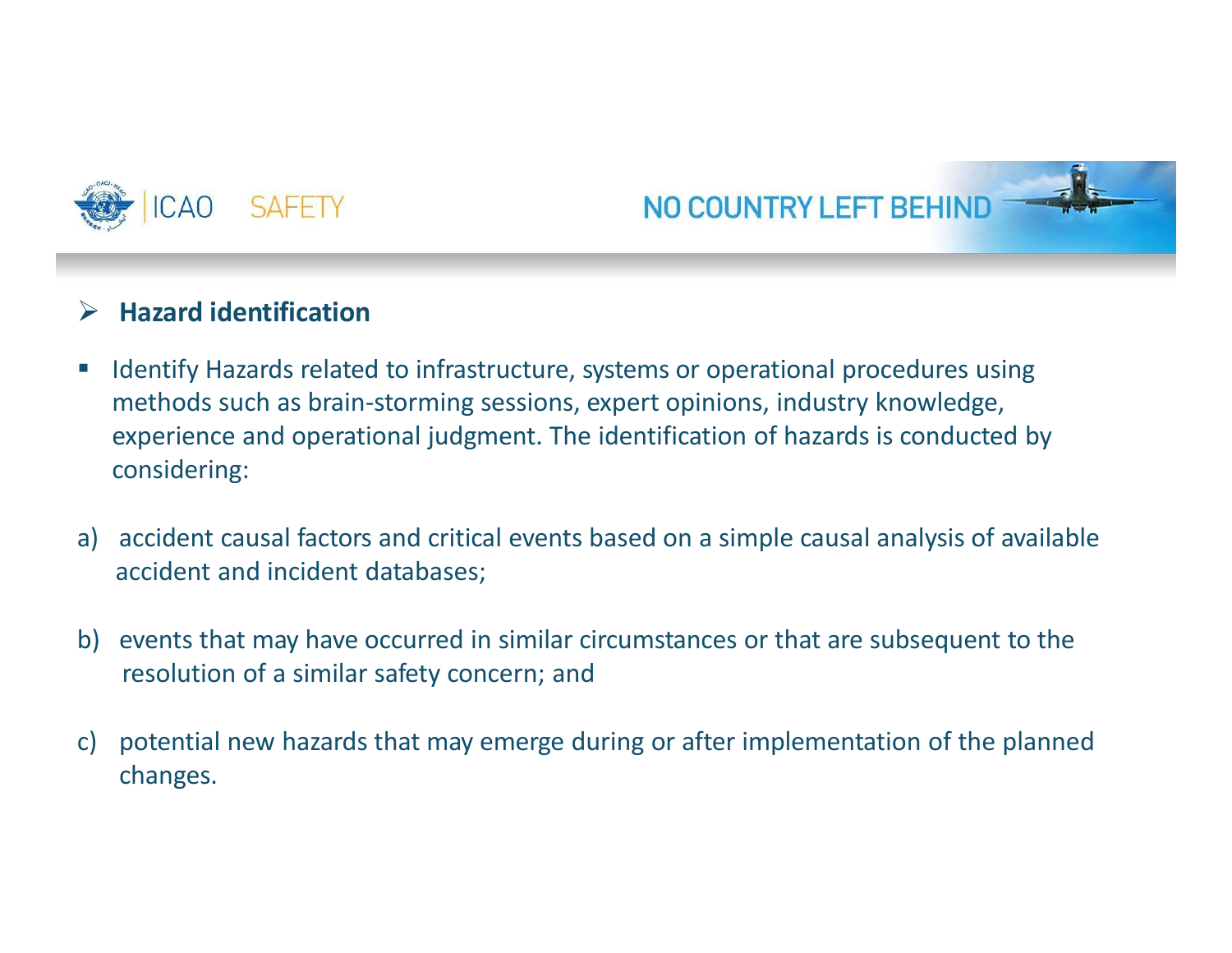## Hazard identification

- Identify Hazards related to infrastructure, systems or operational procedures using methods such as brain-storming sessions, expert opinions, industry knowledge, experience and operational judgment. The identification of hazards is conducted by considering:

a) accident causal factors and critical events based on a simple causal analysis of available accident and incident databases;

b) events that may have occurred in similar circumstances or that are subsequent to the resolution of a similar safety concern; and

c) potential new hazards that may emerge during or after implementation of the planned changes.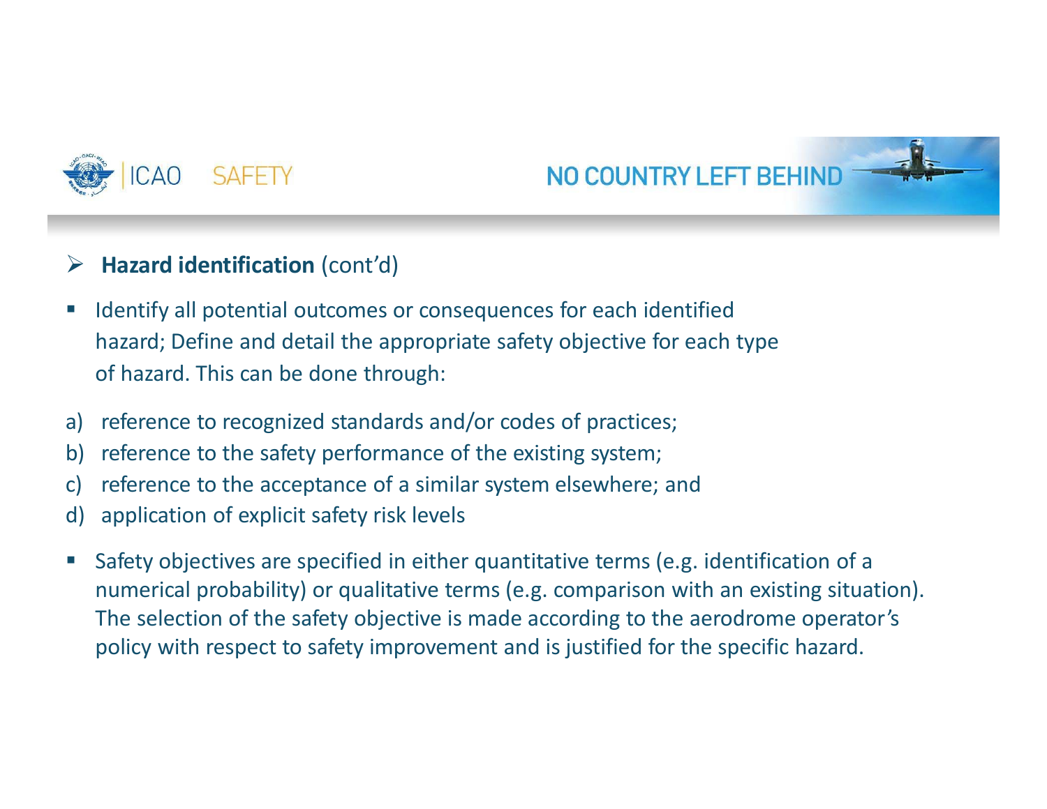## Hazard identification (cont'd)

- Identify all potential outcomes or consequences for each identified hazard; Define and detail the appropriate safety objective for each type of hazard. This can be done through:

a) reference to recognized standards and/or codes of practices;
b) reference to the safety performance of the existing system;
c) reference to the acceptance of a similar system elsewhere; and
d) application of explicit safety risk levels

- Safety objectives are specified in either quantitative terms (e.g. identification of a numerical probability) or qualitative terms (e.g. comparison with an existing situation). The selection of the safety objective is made according to the aerodrome operator's policy with respect to safety improvement and is justified for the specific hazard.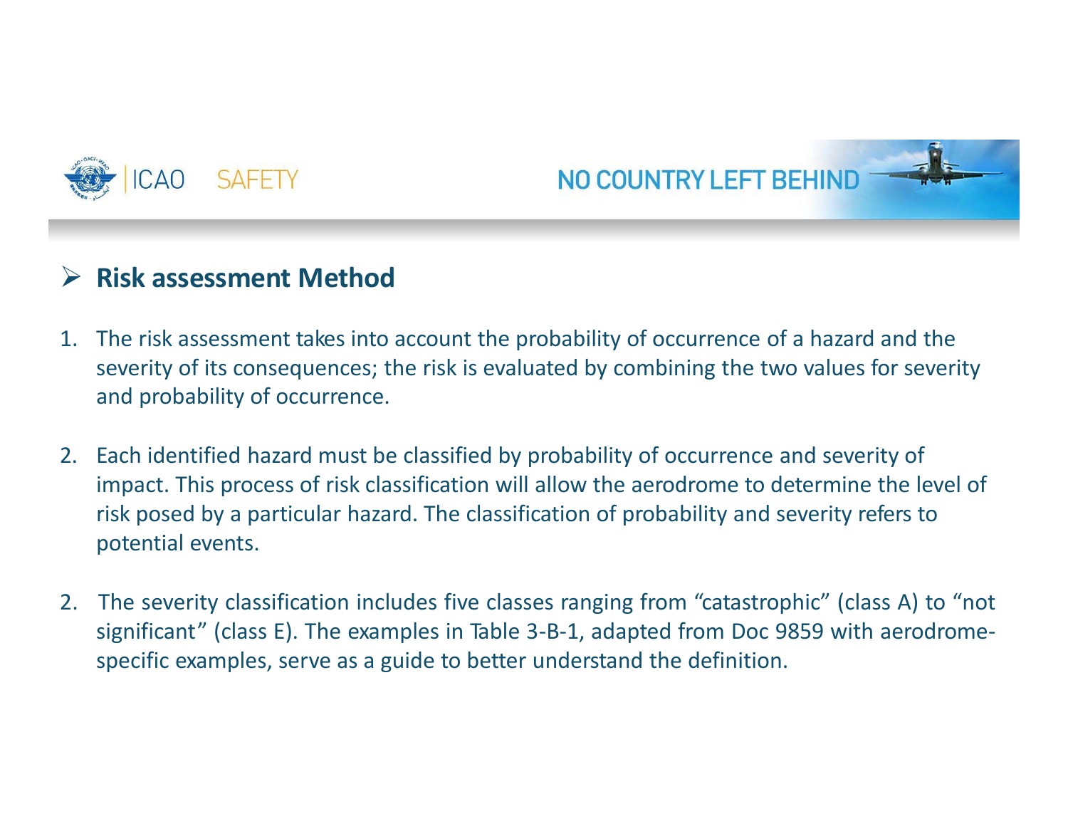## Risk assessment Method

1. The risk assessment takes into account the probability of occurrence of a hazard and the severity of its consequences; the risk is evaluated by combining the two values for severity and probability of occurrence.

2. Each identified hazard must be classified by probability of occurrence and severity of impact. This process of risk classification will allow the aerodrome to determine the level of risk posed by a particular hazard. The classification of probability and severity refers to potential events.

2. The severity classification includes five classes ranging from “catastrophic” (class A) to “not significant” (class E). The examples in Table 3-B-1, adapted from Doc 9859 with aerodrome-specific examples, serve as a guide to better understand the definition.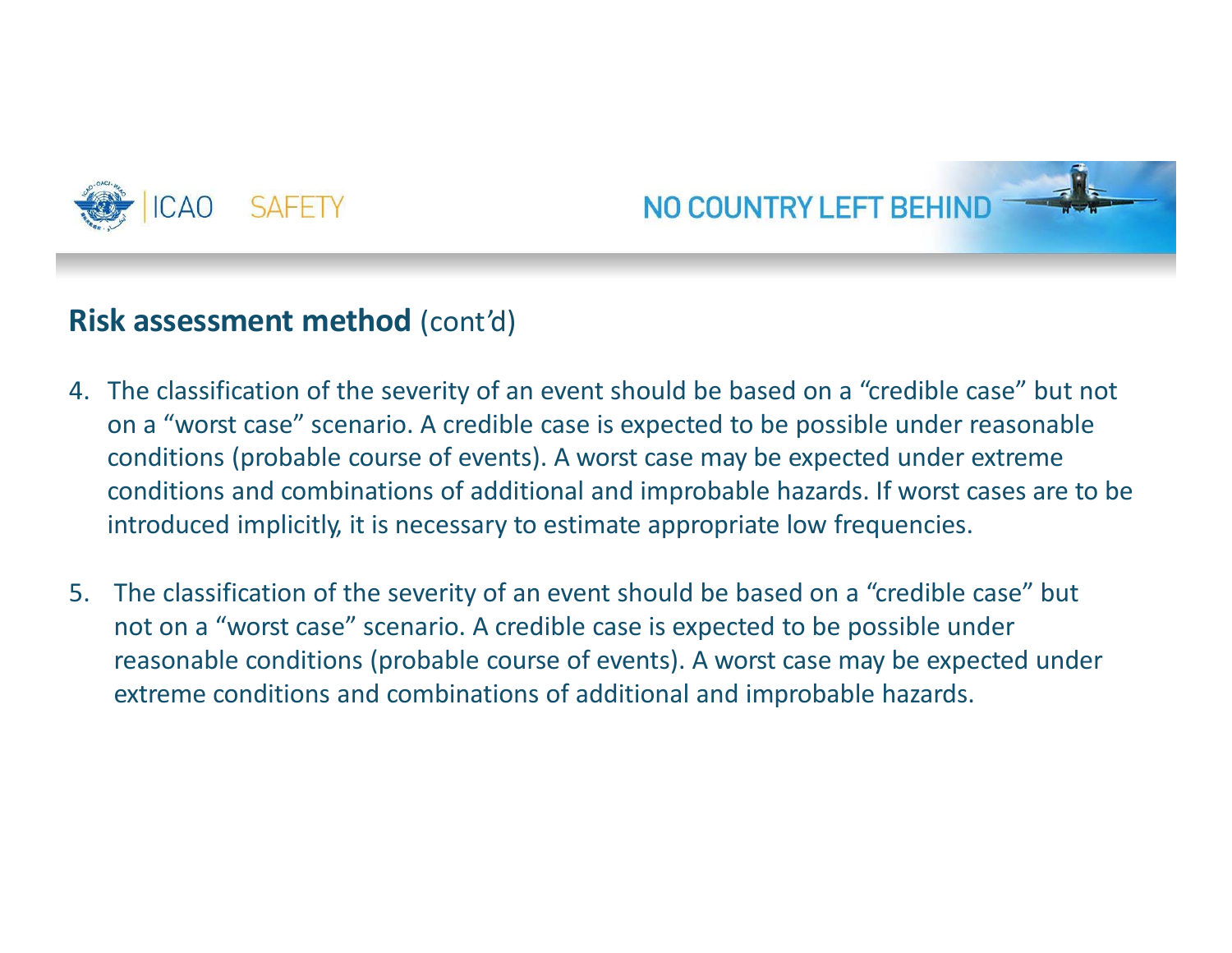## **Risk assessment method** (cont'd)

4. The classification of the severity of an event should be based on a "credible case" but not on a "worst case" scenario. A credible case is expected to be possible under reasonable conditions (probable course of events). A worst case may be expected under extreme conditions and combinations of additional and improbable hazards. If worst cases are to be introduced implicitly, it is necessary to estimate appropriate low frequencies.

5. The classification of the severity of an event should be based on a "credible case" but not on a "worst case" scenario. A credible case is expected to be possible under reasonable conditions (probable course of events). A worst case may be expected under extreme conditions and combinations of additional and improbable hazards.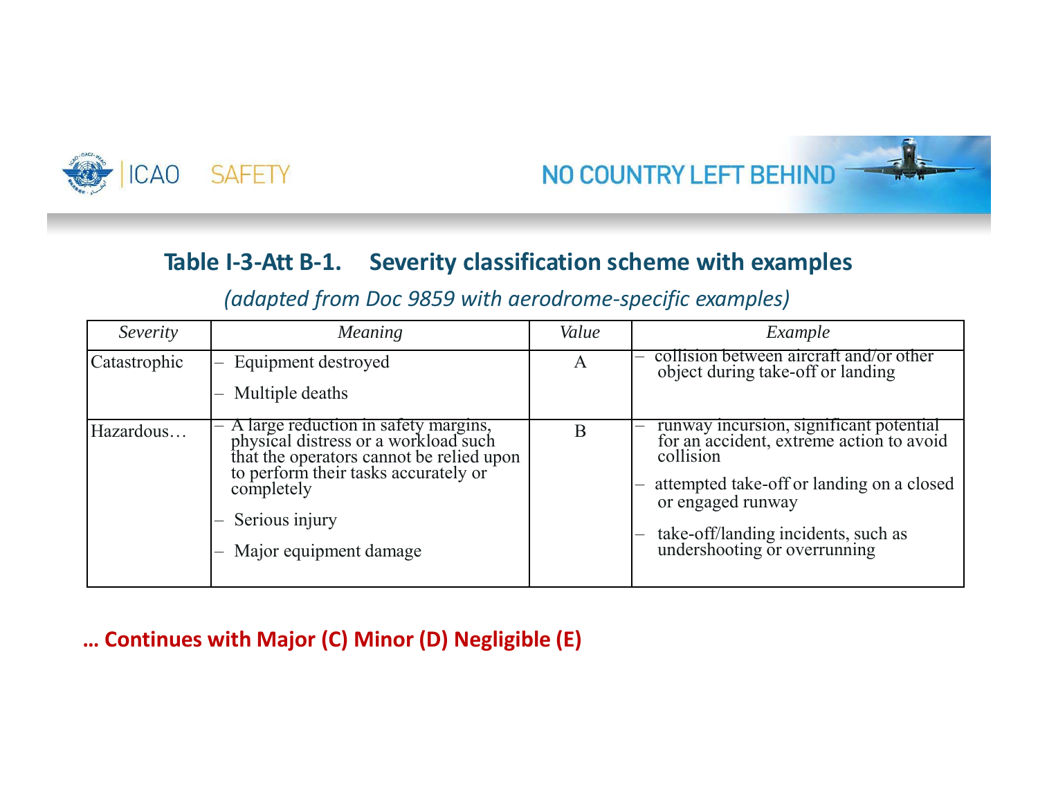## Table I-3-Att B-1. Severity classification scheme with examples

*(adapted from Doc 9859 with aerodrome-specific examples)*

| *Severity* | *Meaning* | *Value* | *Example* |
|---|---|---|---|
| Catastrophic | – Equipment destroyed<br>– Multiple deaths | A | – collision between aircraft and/or other object during take-off or landing |
| Hazardous… | – A large reduction in safety margins, physical distress or a workload such that the operators cannot be relied upon to perform their tasks accurately or completely<br>– Serious injury<br>– Major equipment damage | B | – runway incursion, significant potential for an accident, extreme action to avoid collision<br>– attempted take-off or landing on a closed or engaged runway<br>– take-off/landing incidents, such as undershooting or overrunning |

**… Continues with Major (C) Minor (D) Negligible (E)**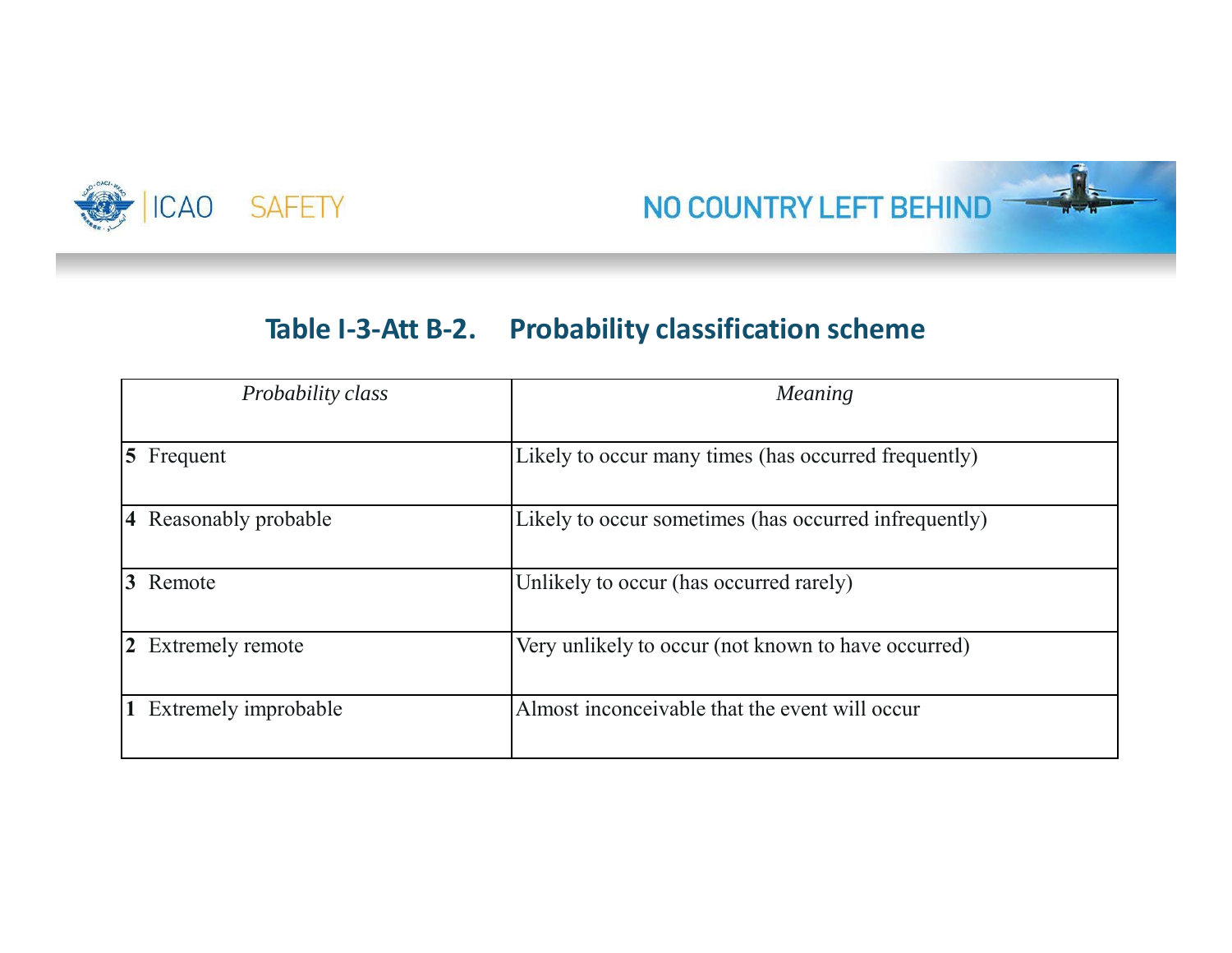## Table I-3-Att B-2. Probability classification scheme

| *Probability class* | *Meaning* |
|---|---|
| **5** Frequent | Likely to occur many times (has occurred frequently) |
| **4** Reasonably probable | Likely to occur sometimes (has occurred infrequently) |
| **3** Remote | Unlikely to occur (has occurred rarely) |
| **2** Extremely remote | Very unlikely to occur (not known to have occurred) |
| **1** Extremely improbable | Almost inconceivable that the event will occur |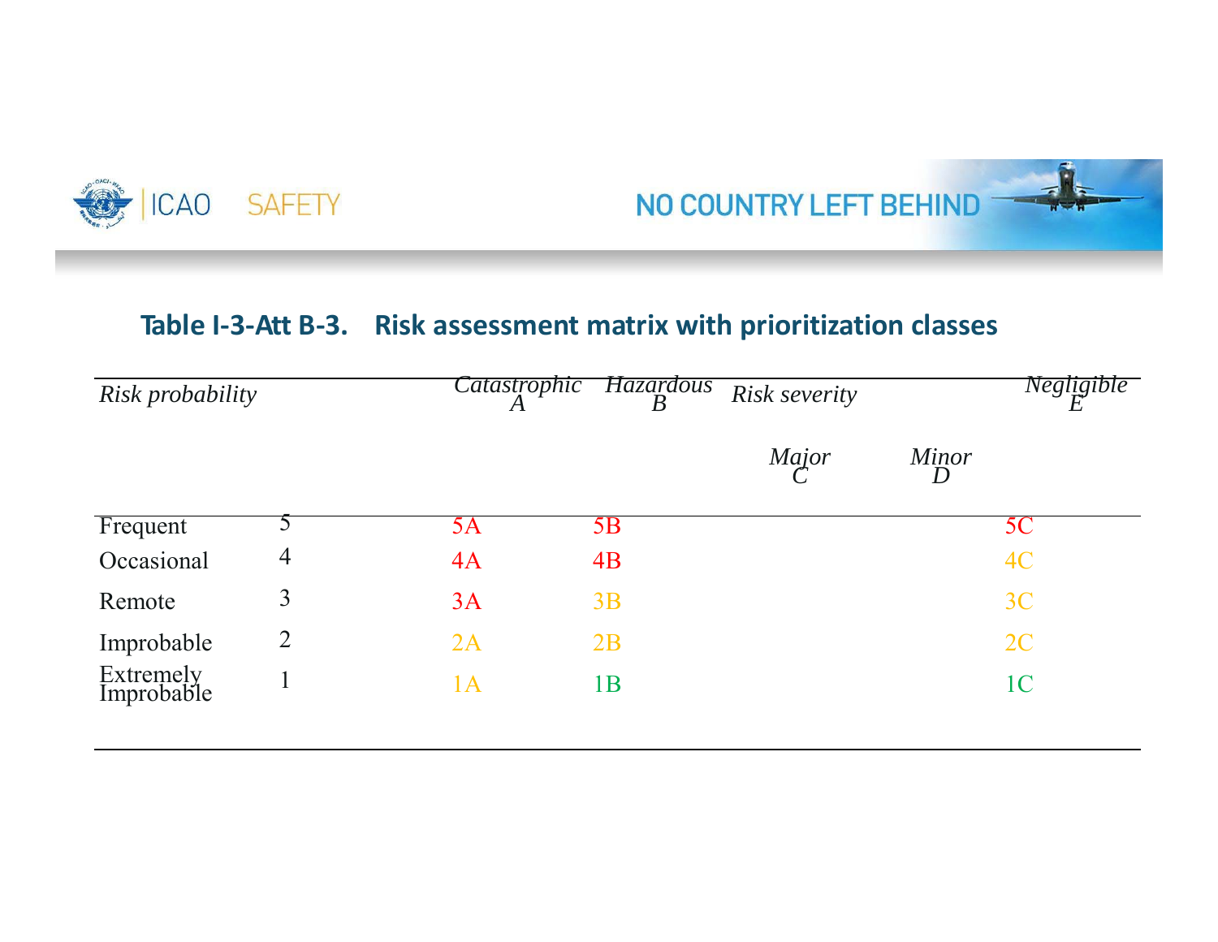## Table I-3-Att B-3. Risk assessment matrix with prioritization classes

| *Risk probability* | | *Risk severity* | | | | |
|---|---|---|---|---|---|---|
| | | *Catastrophic A* | *Hazardous B* | *Major C* | *Minor D* | *Negligible E* |
| Frequent | 5 | 5A | 5B | | | 5C |
| Occasional | 4 | 4A | 4B | | | 4C |
| Remote | 3 | 3A | 3B | | | 3C |
| Improbable | 2 | 2A | 2B | | | 2C |
| Extremely Improbable | 1 | 1A | 1B | | | 1C |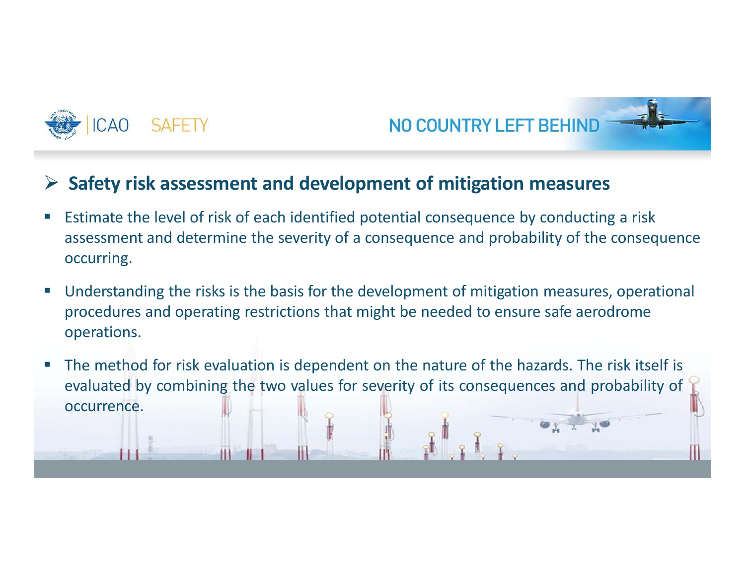## Safety risk assessment and development of mitigation measures

- Estimate the level of risk of each identified potential consequence by conducting a risk assessment and determine the severity of a consequence and probability of the consequence occurring.
- Understanding the risks is the basis for the development of mitigation measures, operational procedures and operating restrictions that might be needed to ensure safe aerodrome operations.
- The method for risk evaluation is dependent on the nature of the hazards. The risk itself is evaluated by combining the two values for severity of its consequences and probability of occurrence.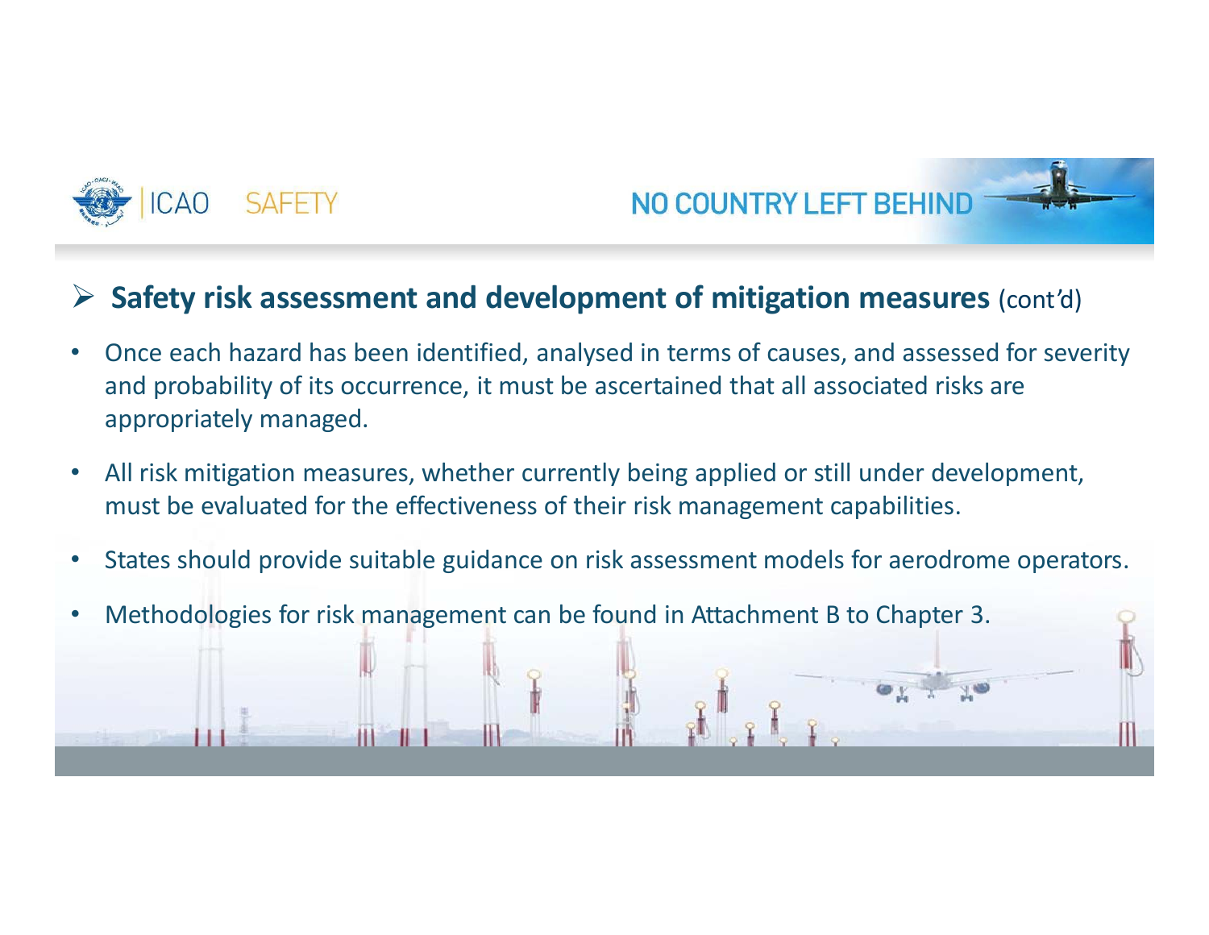## Safety risk assessment and development of mitigation measures (cont'd)

- Once each hazard has been identified, analysed in terms of causes, and assessed for severity and probability of its occurrence, it must be ascertained that all associated risks are appropriately managed.
- All risk mitigation measures, whether currently being applied or still under development, must be evaluated for the effectiveness of their risk management capabilities.
- States should provide suitable guidance on risk assessment models for aerodrome operators.
- Methodologies for risk management can be found in Attachment B to Chapter 3.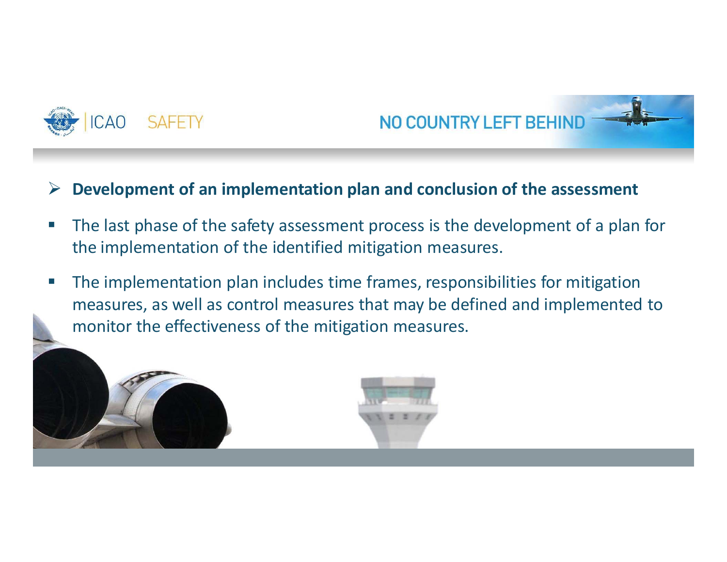## Development of an implementation plan and conclusion of the assessment

- The last phase of the safety assessment process is the development of a plan for the implementation of the identified mitigation measures.
- The implementation plan includes time frames, responsibilities for mitigation measures, as well as control measures that may be defined and implemented to monitor the effectiveness of the mitigation measures.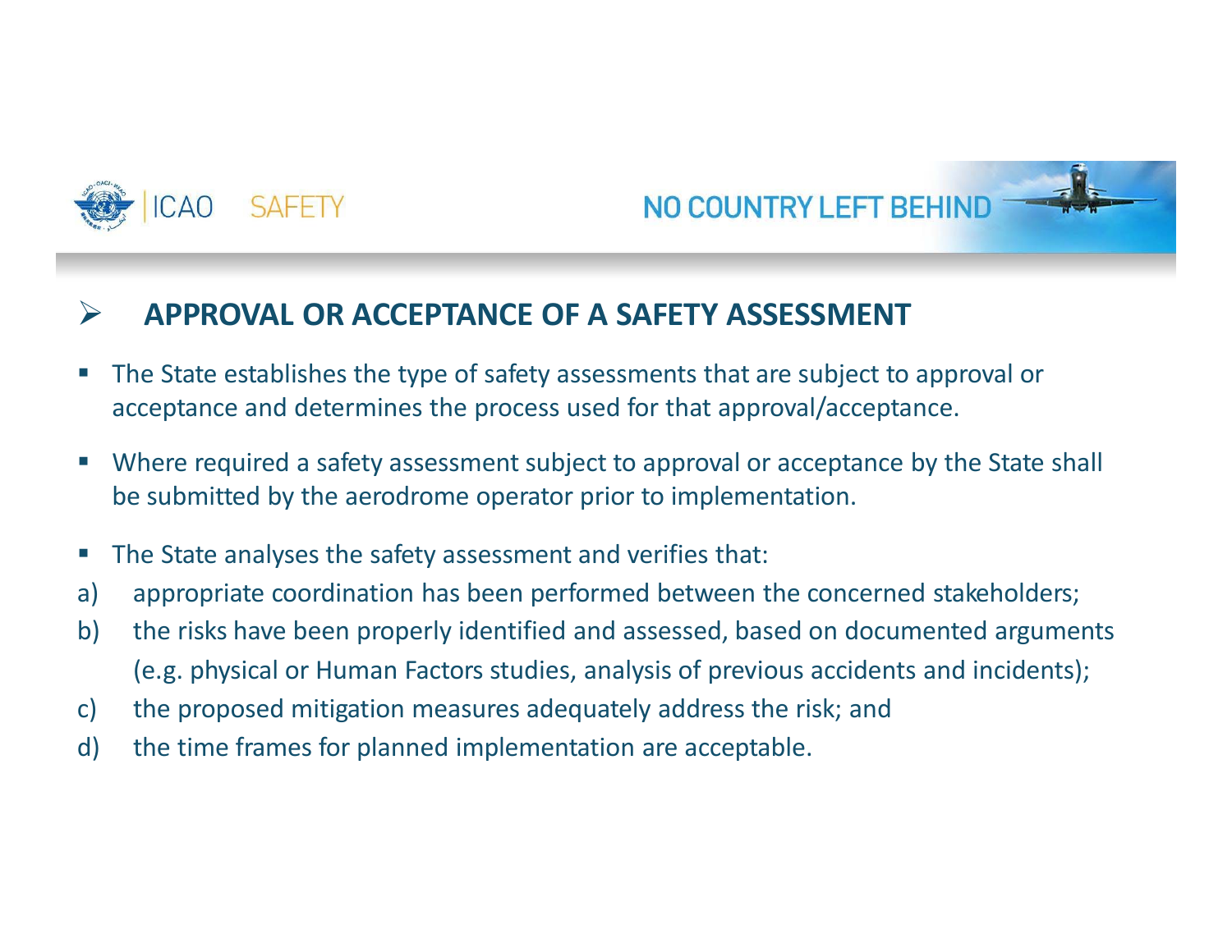## APPROVAL OR ACCEPTANCE OF A SAFETY ASSESSMENT

- The State establishes the type of safety assessments that are subject to approval or acceptance and determines the process used for that approval/acceptance.
- Where required a safety assessment subject to approval or acceptance by the State shall be submitted by the aerodrome operator prior to implementation.
- The State analyses the safety assessment and verifies that:

a) appropriate coordination has been performed between the concerned stakeholders;

b) the risks have been properly identified and assessed, based on documented arguments (e.g. physical or Human Factors studies, analysis of previous accidents and incidents);

c) the proposed mitigation measures adequately address the risk; and

d) the time frames for planned implementation are acceptable.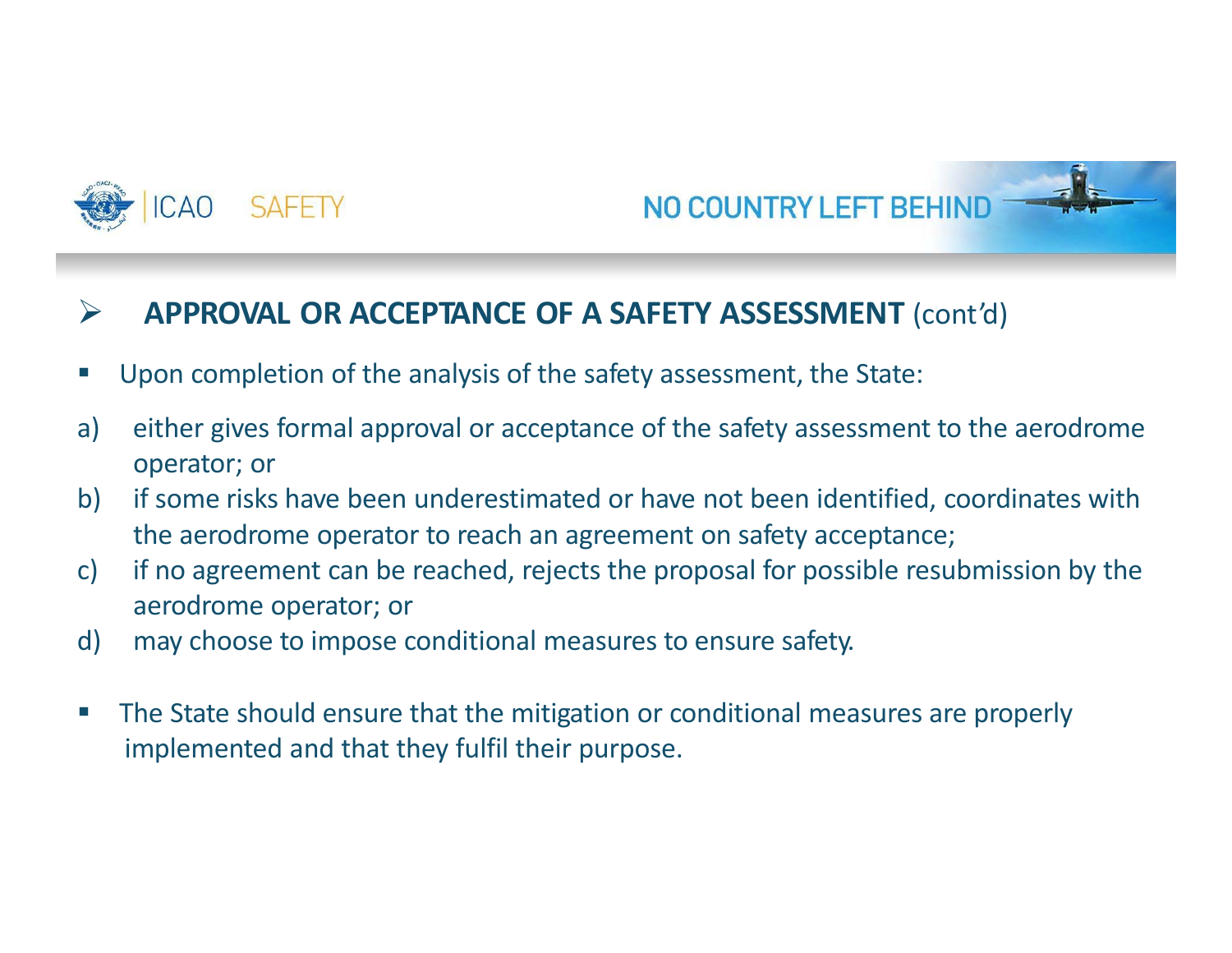## APPROVAL OR ACCEPTANCE OF A SAFETY ASSESSMENT (cont'd)

- Upon completion of the analysis of the safety assessment, the State:

a) either gives formal approval or acceptance of the safety assessment to the aerodrome operator; or

b) if some risks have been underestimated or have not been identified, coordinates with the aerodrome operator to reach an agreement on safety acceptance;

c) if no agreement can be reached, rejects the proposal for possible resubmission by the aerodrome operator; or

d) may choose to impose conditional measures to ensure safety.

- The State should ensure that the mitigation or conditional measures are properly implemented and that they fulfil their purpose.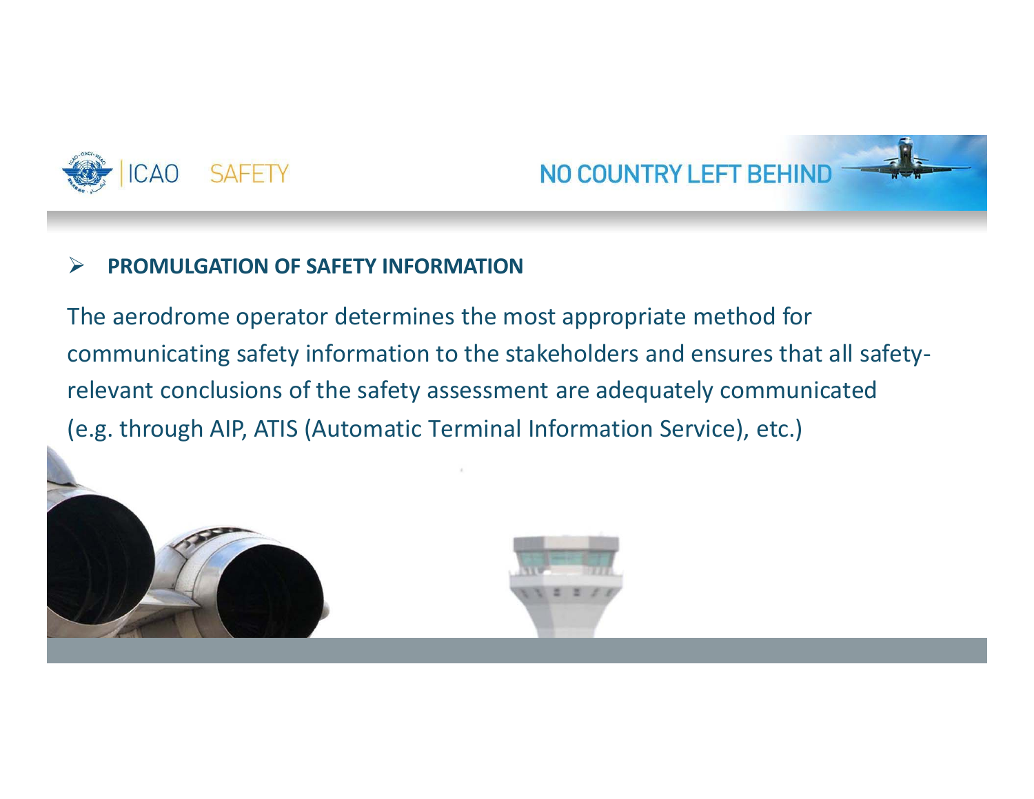## PROMULGATION OF SAFETY INFORMATION

The aerodrome operator determines the most appropriate method for communicating safety information to the stakeholders and ensures that all safety-relevant conclusions of the safety assessment are adequately communicated (e.g. through AIP, ATIS (Automatic Terminal Information Service), etc.)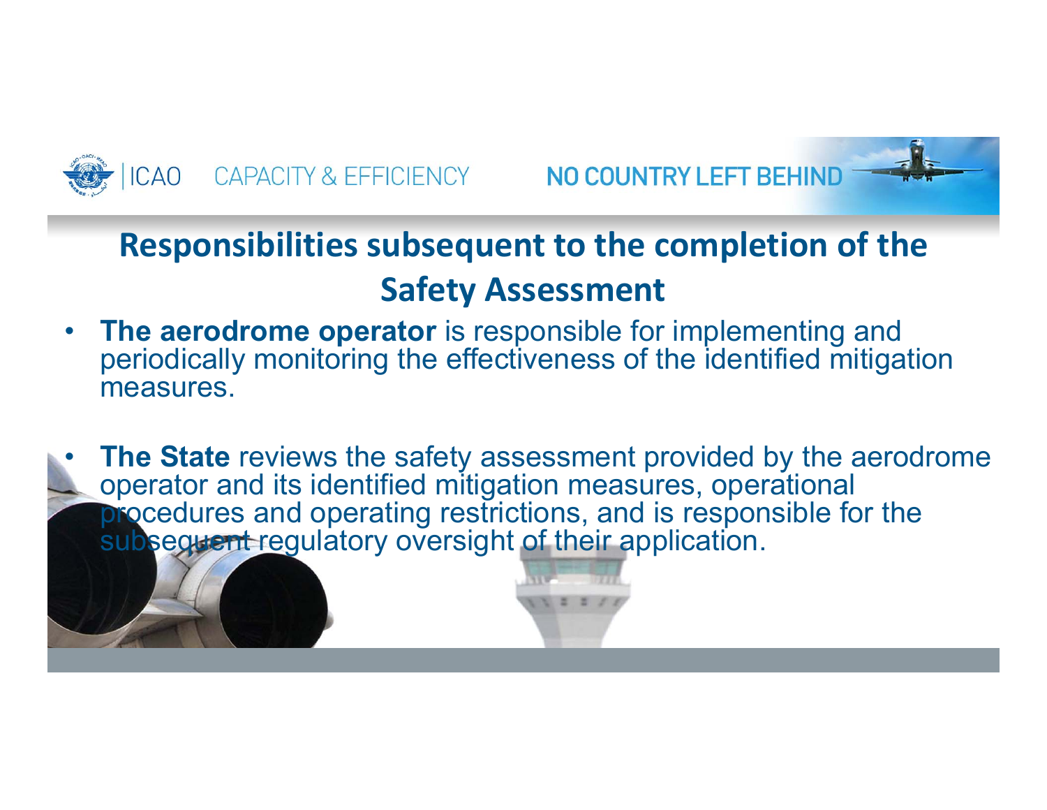## Responsibilities subsequent to the completion of the Safety Assessment

- **The aerodrome operator** is responsible for implementing and periodically monitoring the effectiveness of the identified mitigation measures.
- **The State** reviews the safety assessment provided by the aerodrome operator and its identified mitigation measures, operational procedures and operating restrictions, and is responsible for the subsequent regulatory oversight of their application.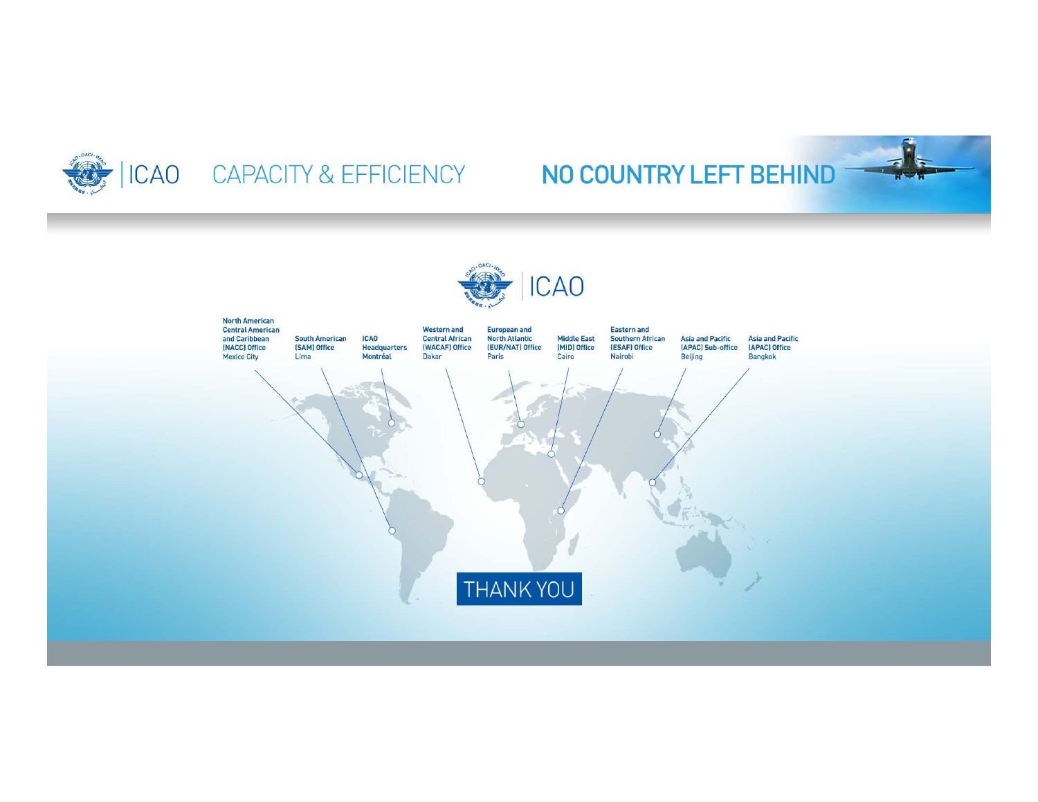ICAO CAPACITY & EFFICIENCY

NO COUNTRY LEFT BEHIND

ICAO

North American Central American and Caribbean (NACC) Office
Mexico City

South American (SAM) Office
Lima

ICAO Headquarters
Montréal

Western and Central African (WACAF) Office
Dakar

European and North Atlantic (EUR/NAT) Office
Paris

Middle East (MID) Office
Cairo

Eastern and Southern African (ESAF) Office
Nairobi

Asia and Pacific (APAC) Sub-office
Beijing

Asia and Pacific (APAC) Office
Bangkok

THANK YOU